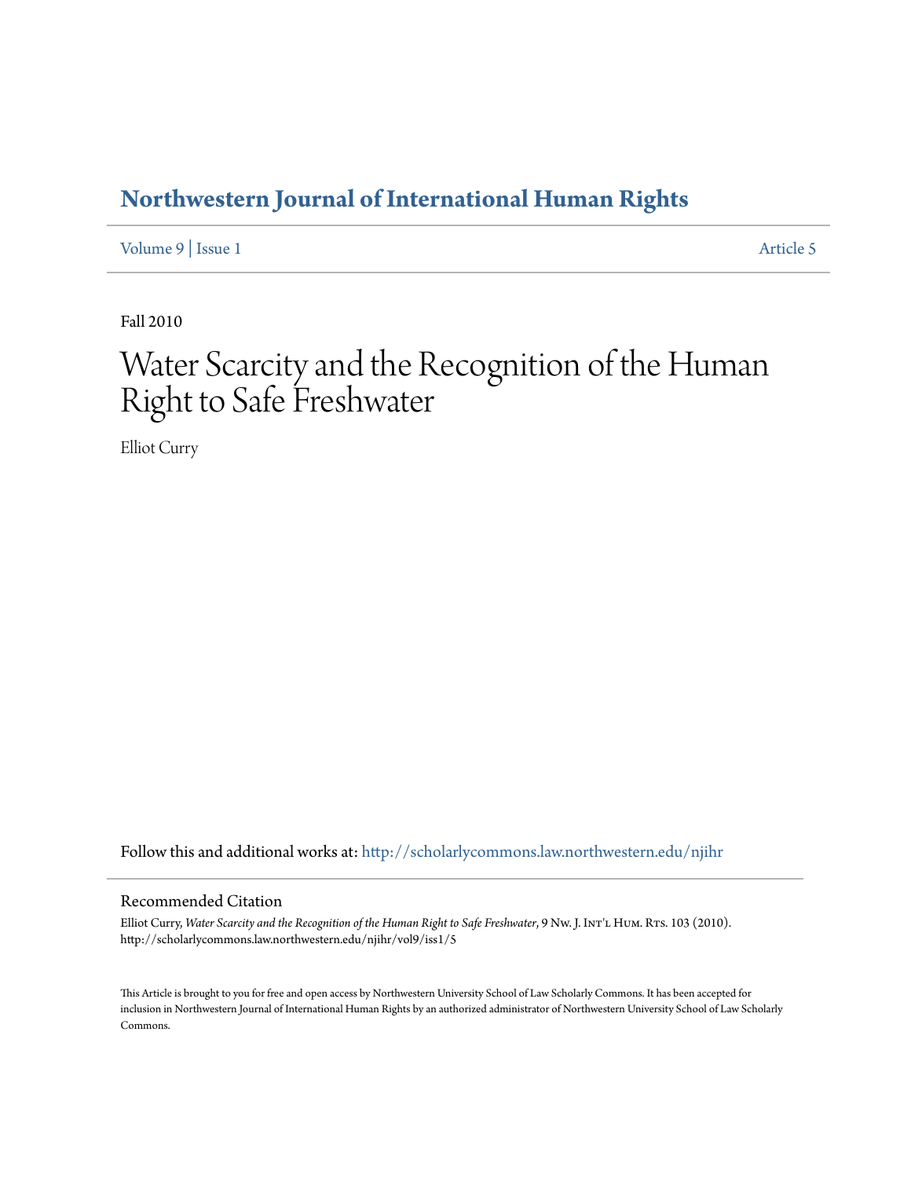# Northwestern Journal of International Human Rights

Volume 9 | Issue 1 Article 5

Fall 2010

# Water Scarcity and the Recognition of the Human Right to Safe Freshwater

Elliot Curry

Follow this and additional works at: http://scholarlycommons.law.northwestern.edu/njihr

## Recommended Citation

Elliot Curry, *Water Scarcity and the Recognition of the Human Right to Safe Freshwater*, 9 Nw. J. Int'l Hum. Rts. 103 (2010).
http://scholarlycommons.law.northwestern.edu/njihr/vol9/iss1/5

This Article is brought to you for free and open access by Northwestern University School of Law Scholarly Commons. It has been accepted for inclusion in Northwestern Journal of International Human Rights by an authorized administrator of Northwestern University School of Law Scholarly Commons.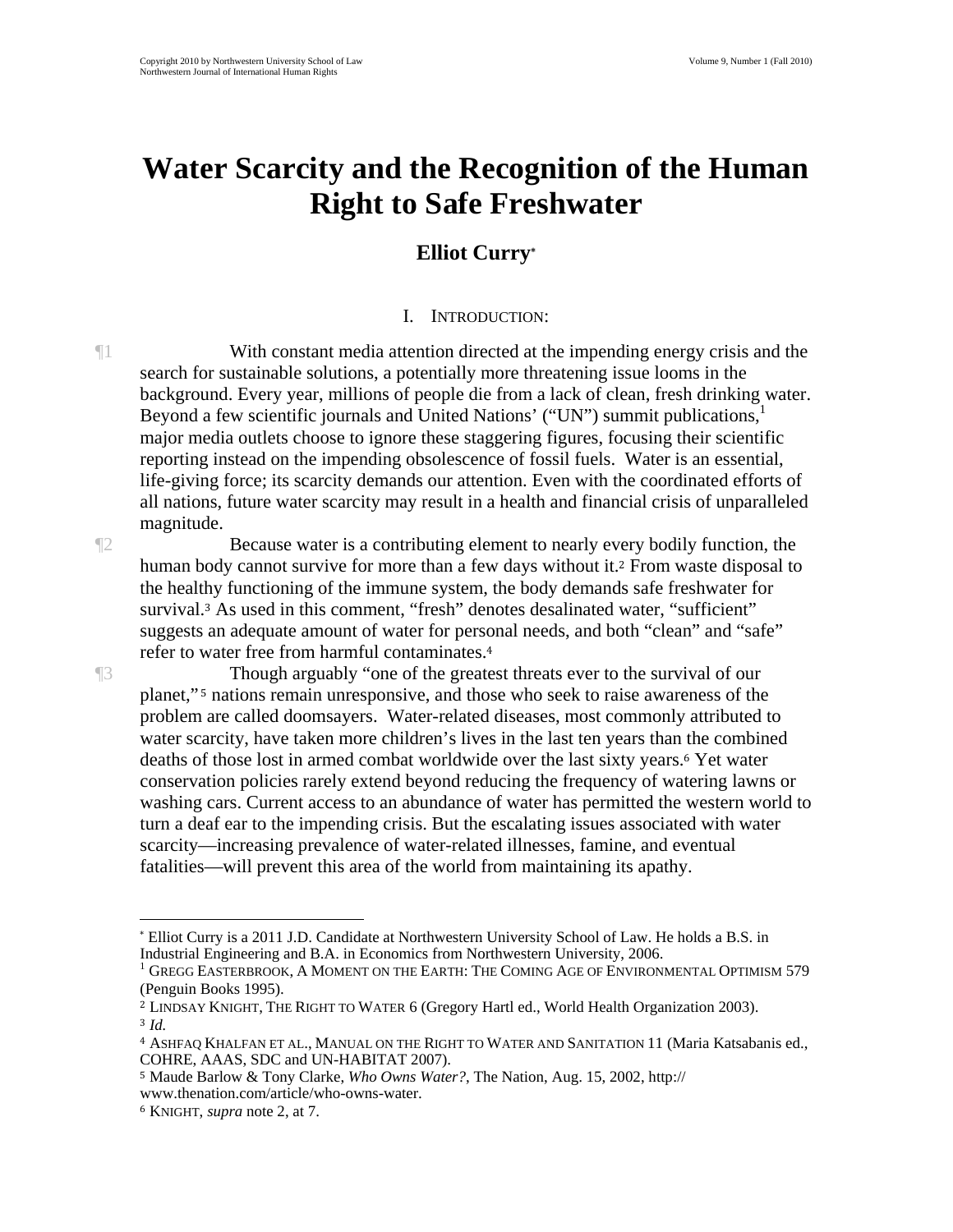# Water Scarcity and the Recognition of the Human Right to Safe Freshwater

**Elliot Curry***

## I. Introduction:

¶1 With constant media attention directed at the impending energy crisis and the search for sustainable solutions, a potentially more threatening issue looms in the background. Every year, millions of people die from a lack of clean, fresh drinking water. Beyond a few scientific journals and United Nations' ("UN") summit publications,[1] major media outlets choose to ignore these staggering figures, focusing their scientific reporting instead on the impending obsolescence of fossil fuels. Water is an essential, life-giving force; its scarcity demands our attention. Even with the coordinated efforts of all nations, future water scarcity may result in a health and financial crisis of unparalleled magnitude.

¶2 Because water is a contributing element to nearly every bodily function, the human body cannot survive for more than a few days without it.[2] From waste disposal to the healthy functioning of the immune system, the body demands safe freshwater for survival.[3] As used in this comment, "fresh" denotes desalinated water, "sufficient" suggests an adequate amount of water for personal needs, and both "clean" and "safe" refer to water free from harmful contaminates.[4]

¶3 Though arguably "one of the greatest threats ever to the survival of our planet,"[5] nations remain unresponsive, and those who seek to raise awareness of the problem are called doomsayers. Water-related diseases, most commonly attributed to water scarcity, have taken more children's lives in the last ten years than the combined deaths of those lost in armed combat worldwide over the last sixty years.[6] Yet water conservation policies rarely extend beyond reducing the frequency of watering lawns or washing cars. Current access to an abundance of water has permitted the western world to turn a deaf ear to the impending crisis. But the escalating issues associated with water scarcity—increasing prevalence of water-related illnesses, famine, and eventual fatalities—will prevent this area of the world from maintaining its apathy.

---

* Elliot Curry is a 2011 J.D. Candidate at Northwestern University School of Law. He holds a B.S. in Industrial Engineering and B.A. in Economics from Northwestern University, 2006.

[1] Gregg Easterbrook, A Moment on the Earth: The Coming Age of Environmental Optimism 579 (Penguin Books 1995).

[2] Lindsay Knight, The Right to Water 6 (Gregory Hartl ed., World Health Organization 2003).

[3] *Id.*

[4] Ashfaq Khalfan et al., Manual on the Right to Water and Sanitation 11 (Maria Katsabanis ed., COHRE, AAAS, SDC and UN-HABITAT 2007).

[5] Maude Barlow & Tony Clarke, *Who Owns Water?*, The Nation, Aug. 15, 2002, http:// www.thenation.com/article/who-owns-water.

[6] Knight, *supra* note 2, at 7.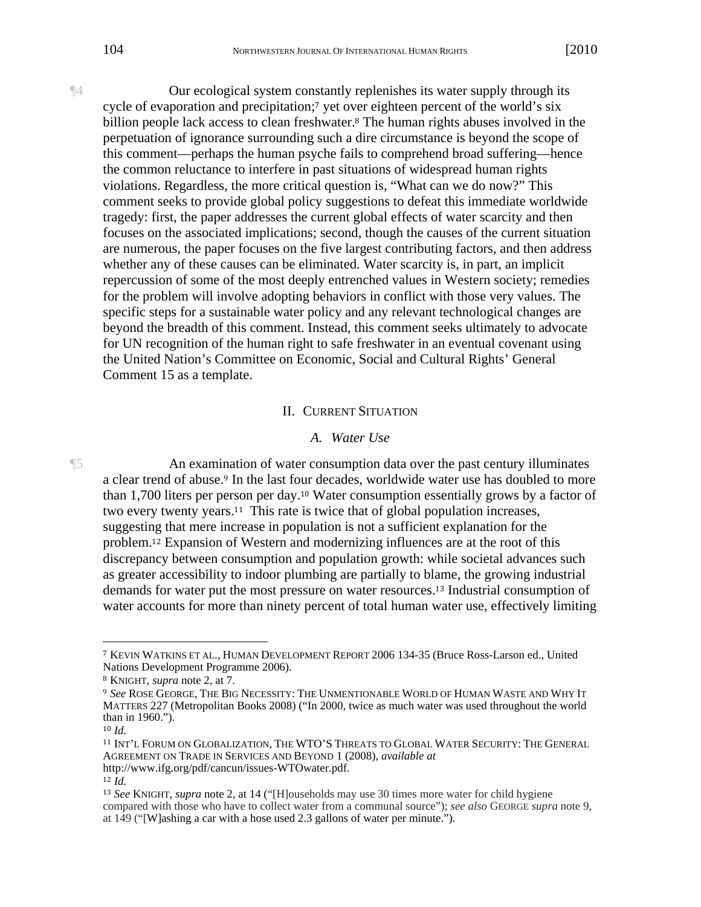¶4 Our ecological system constantly replenishes its water supply through its cycle of evaporation and precipitation;[7] yet over eighteen percent of the world's six billion people lack access to clean freshwater.[8] The human rights abuses involved in the perpetuation of ignorance surrounding such a dire circumstance is beyond the scope of this comment—perhaps the human psyche fails to comprehend broad suffering—hence the common reluctance to interfere in past situations of widespread human rights violations. Regardless, the more critical question is, "What can we do now?" This comment seeks to provide global policy suggestions to defeat this immediate worldwide tragedy: first, the paper addresses the current global effects of water scarcity and then focuses on the associated implications; second, though the causes of the current situation are numerous, the paper focuses on the five largest contributing factors, and then address whether any of these causes can be eliminated. Water scarcity is, in part, an implicit repercussion of some of the most deeply entrenched values in Western society; remedies for the problem will involve adopting behaviors in conflict with those very values. The specific steps for a sustainable water policy and any relevant technological changes are beyond the breadth of this comment. Instead, this comment seeks ultimately to advocate for UN recognition of the human right to safe freshwater in an eventual covenant using the United Nation's Committee on Economic, Social and Cultural Rights' General Comment 15 as a template.

## II. Current Situation

### *A. Water Use*

¶5 An examination of water consumption data over the past century illuminates a clear trend of abuse.[9] In the last four decades, worldwide water use has doubled to more than 1,700 liters per person per day.[10] Water consumption essentially grows by a factor of two every twenty years.[11] This rate is twice that of global population increases, suggesting that mere increase in population is not a sufficient explanation for the problem.[12] Expansion of Western and modernizing influences are at the root of this discrepancy between consumption and population growth: while societal advances such as greater accessibility to indoor plumbing are partially to blame, the growing industrial demands for water put the most pressure on water resources.[13] Industrial consumption of water accounts for more than ninety percent of total human water use, effectively limiting

---

[7] Kevin Watkins et al., Human Development Report 2006 134-35 (Bruce Ross-Larson ed., United Nations Development Programme 2006).

[8] Knight, *supra* note 2, at 7.

[9] *See* Rose George, The Big Necessity: The Unmentionable World of Human Waste and Why It Matters 227 (Metropolitan Books 2008) ("In 2000, twice as much water was used throughout the world than in 1960.").

[10] *Id.*

[11] Int'l Forum on Globalization, The WTO's Threats to Global Water Security: The General Agreement on Trade in Services and Beyond 1 (2008), *available at* http://www.ifg.org/pdf/cancun/issues-WTOwater.pdf.

[12] *Id.*

[13] *See* Knight, *supra* note 2, at 14 ("[H]ouseholds may use 30 times more water for child hygiene compared with those who have to collect water from a communal source"); *see also* George *supra* note 9, at 149 ("[W]ashing a car with a hose used 2.3 gallons of water per minute.").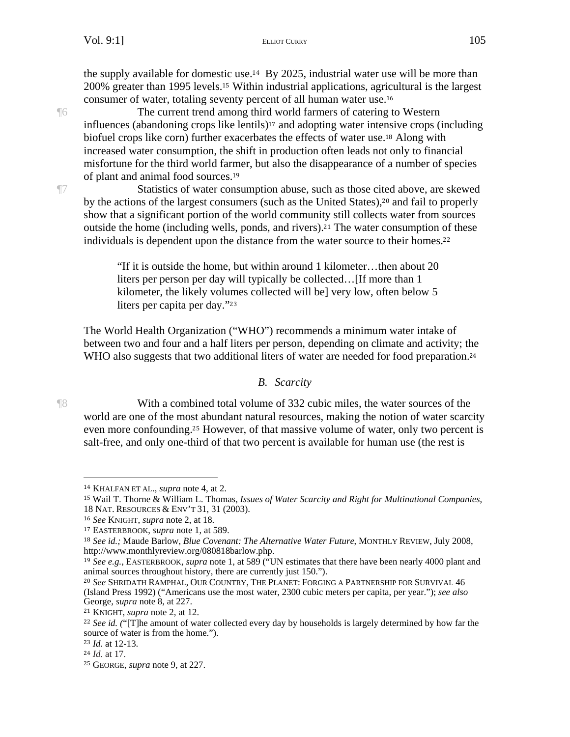the supply available for domestic use.[14] By 2025, industrial water use will be more than 200% greater than 1995 levels.[15] Within industrial applications, agricultural is the largest consumer of water, totaling seventy percent of all human water use.[16]

¶6 The current trend among third world farmers of catering to Western influences (abandoning crops like lentils)[17] and adopting water intensive crops (including biofuel crops like corn) further exacerbates the effects of water use.[18] Along with increased water consumption, the shift in production often leads not only to financial misfortune for the third world farmer, but also the disappearance of a number of species of plant and animal food sources.[19]

¶7 Statistics of water consumption abuse, such as those cited above, are skewed by the actions of the largest consumers (such as the United States),[20] and fail to properly show that a significant portion of the world community still collects water from sources outside the home (including wells, ponds, and rivers).[21] The water consumption of these individuals is dependent upon the distance from the water source to their homes.[22]

> "If it is outside the home, but within around 1 kilometer…then about 20 liters per person per day will typically be collected…[If more than 1 kilometer, the likely volumes collected will be] very low, often below 5 liters per capita per day."[23]

The World Health Organization ("WHO") recommends a minimum water intake of between two and four and a half liters per person, depending on climate and activity; the WHO also suggests that two additional liters of water are needed for food preparation.[24]

### *B. Scarcity*

¶8 With a combined total volume of 332 cubic miles, the water sources of the world are one of the most abundant natural resources, making the notion of water scarcity even more confounding.[25] However, of that massive volume of water, only two percent is salt-free, and only one-third of that two percent is available for human use (the rest is

---

[14] KHALFAN ET AL., *supra* note 4, at 2.

[15] Wail T. Thorne & William L. Thomas, *Issues of Water Scarcity and Right for Multinational Companies*, 18 NAT. RESOURCES & ENV'T 31, 31 (2003).

[16] *See* KNIGHT, *supra* note 2, at 18.

[17] EASTERBROOK, *supra* note 1, at 589.

[18] *See id.;* Maude Barlow, *Blue Covenant: The Alternative Water Future*, MONTHLY REVIEW, July 2008, http://www.monthlyreview.org/080818barlow.php.

[19] *See e.g.*, EASTERBROOK, *supra* note 1, at 589 ("UN estimates that there have been nearly 4000 plant and animal sources throughout history, there are currently just 150.").

[20] *See* SHRIDATH RAMPHAL, OUR COUNTRY, THE PLANET: FORGING A PARTNERSHIP FOR SURVIVAL 46 (Island Press 1992) ("Americans use the most water, 2300 cubic meters per capita, per year."); *see also* George, *supra* note 8, at 227.

[21] KNIGHT, *supra* note 2, at 12.

[22] *See id.* ("[T]he amount of water collected every day by households is largely determined by how far the source of water is from the home.").

[23] *Id.* at 12-13.

[24] *Id.* at 17.

[25] GEORGE, *supra* note 9, at 227.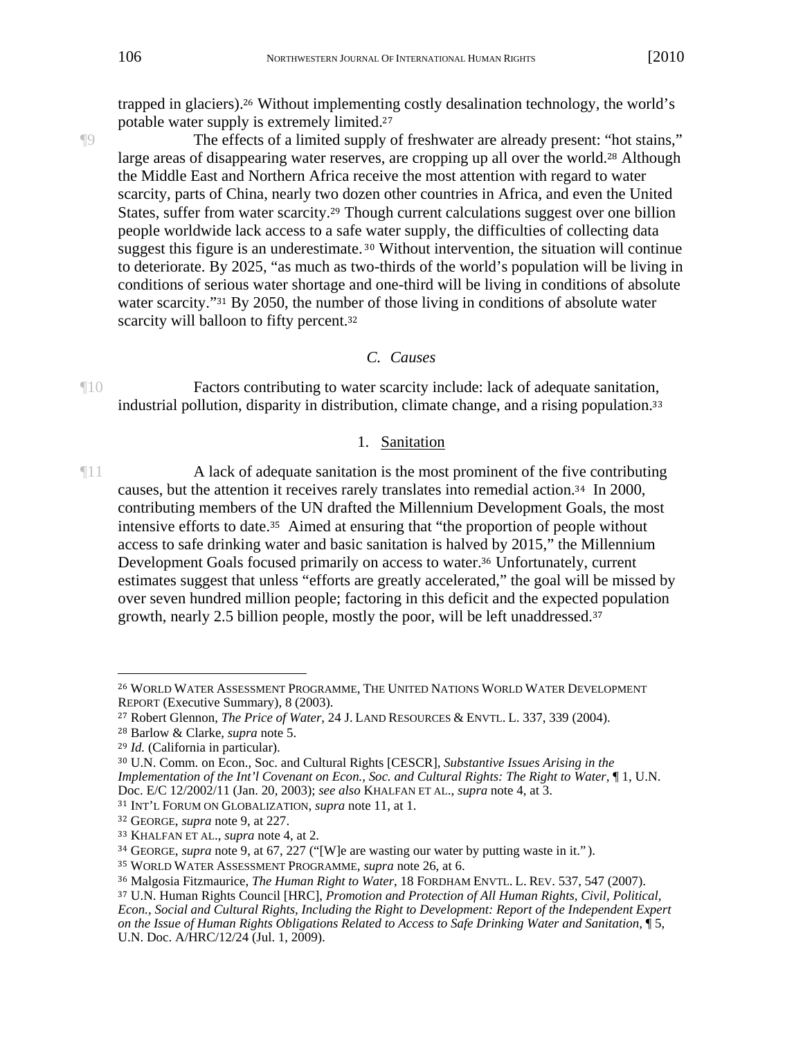trapped in glaciers).[26] Without implementing costly desalination technology, the world's potable water supply is extremely limited.[27]

¶9 The effects of a limited supply of freshwater are already present: "hot stains," large areas of disappearing water reserves, are cropping up all over the world.[28] Although the Middle East and Northern Africa receive the most attention with regard to water scarcity, parts of China, nearly two dozen other countries in Africa, and even the United States, suffer from water scarcity.[29] Though current calculations suggest over one billion people worldwide lack access to a safe water supply, the difficulties of collecting data suggest this figure is an underestimate.[30] Without intervention, the situation will continue to deteriorate. By 2025, "as much as two-thirds of the world's population will be living in conditions of serious water shortage and one-third will be living in conditions of absolute water scarcity."[31] By 2050, the number of those living in conditions of absolute water scarcity will balloon to fifty percent.[32]

### *C. Causes*

¶10 Factors contributing to water scarcity include: lack of adequate sanitation, industrial pollution, disparity in distribution, climate change, and a rising population.[33]

#### 1. Sanitation

¶11 A lack of adequate sanitation is the most prominent of the five contributing causes, but the attention it receives rarely translates into remedial action.[34] In 2000, contributing members of the UN drafted the Millennium Development Goals, the most intensive efforts to date.[35] Aimed at ensuring that "the proportion of people without access to safe drinking water and basic sanitation is halved by 2015," the Millennium Development Goals focused primarily on access to water.[36] Unfortunately, current estimates suggest that unless "efforts are greatly accelerated," the goal will be missed by over seven hundred million people; factoring in this deficit and the expected population growth, nearly 2.5 billion people, mostly the poor, will be left unaddressed.[37]

---

[26] WORLD WATER ASSESSMENT PROGRAMME, THE UNITED NATIONS WORLD WATER DEVELOPMENT REPORT (Executive Summary), 8 (2003).

[27] Robert Glennon, *The Price of Water*, 24 J. LAND RESOURCES & ENVTL. L. 337, 339 (2004).

[28] Barlow & Clarke, *supra* note 5.

[29] *Id.* (California in particular).

[30] U.N. Comm. on Econ., Soc. and Cultural Rights [CESCR], *Substantive Issues Arising in the Implementation of the Int'l Covenant on Econ., Soc. and Cultural Rights: The Right to Water,* ¶ 1, U.N. Doc. E/C 12/2002/11 (Jan. 20, 2003); *see also* KHALFAN ET AL., *supra* note 4, at 3.

[31] INT'L FORUM ON GLOBALIZATION, *supra* note 11, at 1.

[32] GEORGE, *supra* note 9, at 227.

[33] KHALFAN ET AL., *supra* note 4, at 2.

[34] GEORGE, *supra* note 9, at 67, 227 ("[W]e are wasting our water by putting waste in it.").

[35] WORLD WATER ASSESSMENT PROGRAMME, *supra* note 26, at 6.

[36] Malgosia Fitzmaurice, *The Human Right to Water*, 18 FORDHAM ENVTL. L. REV. 537, 547 (2007).

[37] U.N. Human Rights Council [HRC], *Promotion and Protection of All Human Rights, Civil, Political, Econ., Social and Cultural Rights, Including the Right to Development: Report of the Independent Expert on the Issue of Human Rights Obligations Related to Access to Safe Drinking Water and Sanitation,* ¶ 5, U.N. Doc. A/HRC/12/24 (Jul. 1, 2009).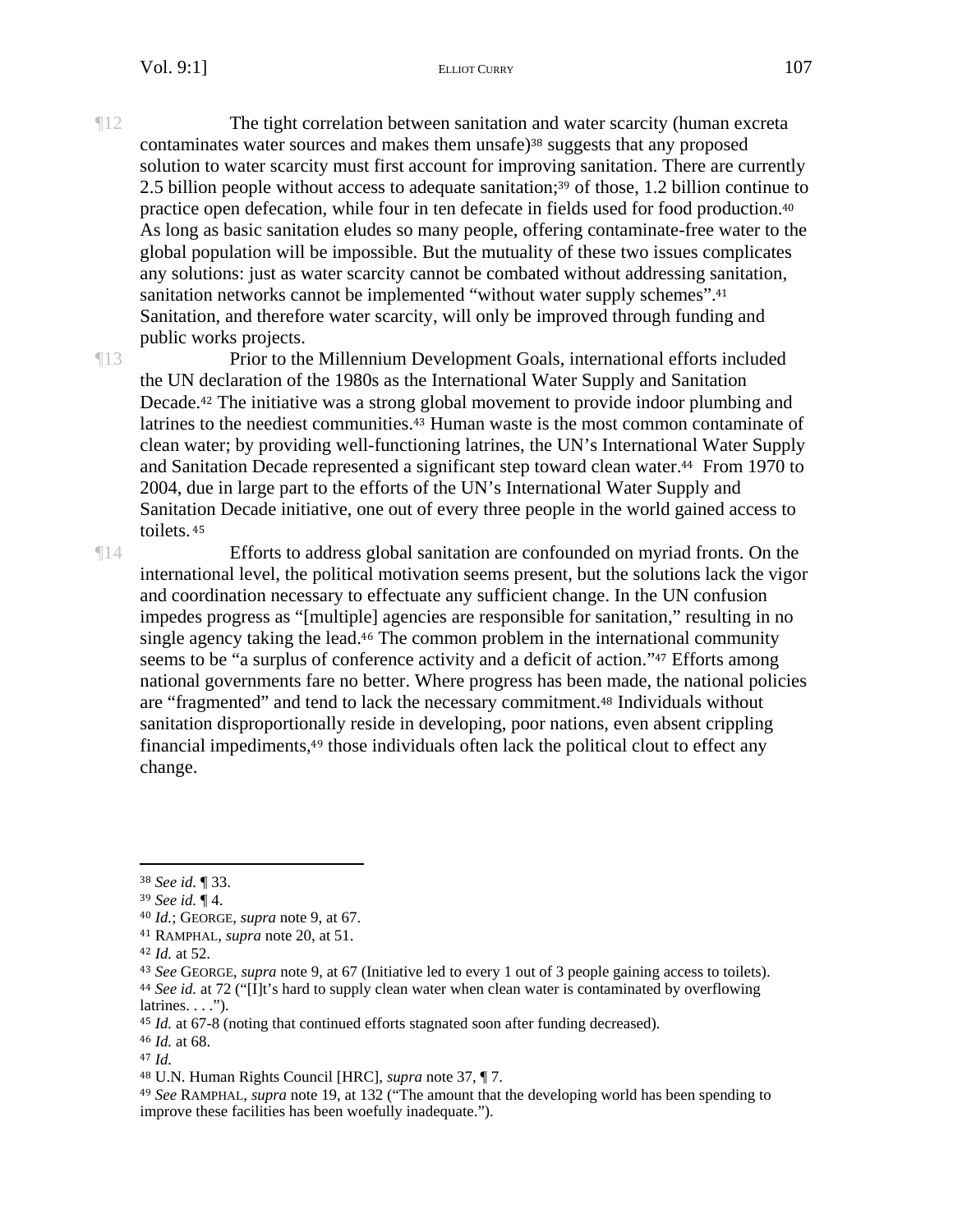¶12 The tight correlation between sanitation and water scarcity (human excreta contaminates water sources and makes them unsafe)[38] suggests that any proposed solution to water scarcity must first account for improving sanitation. There are currently 2.5 billion people without access to adequate sanitation;[39] of those, 1.2 billion continue to practice open defecation, while four in ten defecate in fields used for food production.[40] As long as basic sanitation eludes so many people, offering contaminate-free water to the global population will be impossible. But the mutuality of these two issues complicates any solutions: just as water scarcity cannot be combated without addressing sanitation, sanitation networks cannot be implemented "without water supply schemes".[41] Sanitation, and therefore water scarcity, will only be improved through funding and public works projects.

¶13 Prior to the Millennium Development Goals, international efforts included the UN declaration of the 1980s as the International Water Supply and Sanitation Decade.[42] The initiative was a strong global movement to provide indoor plumbing and latrines to the neediest communities.[43] Human waste is the most common contaminate of clean water; by providing well-functioning latrines, the UN's International Water Supply and Sanitation Decade represented a significant step toward clean water.[44] From 1970 to 2004, due in large part to the efforts of the UN's International Water Supply and Sanitation Decade initiative, one out of every three people in the world gained access to toilets.[45]

¶14 Efforts to address global sanitation are confounded on myriad fronts. On the international level, the political motivation seems present, but the solutions lack the vigor and coordination necessary to effectuate any sufficient change. In the UN confusion impedes progress as "[multiple] agencies are responsible for sanitation," resulting in no single agency taking the lead.[46] The common problem in the international community seems to be "a surplus of conference activity and a deficit of action."[47] Efforts among national governments fare no better. Where progress has been made, the national policies are "fragmented" and tend to lack the necessary commitment.[48] Individuals without sanitation disproportionally reside in developing, poor nations, even absent crippling financial impediments,[49] those individuals often lack the political clout to effect any change.

---

[38] *See id.* ¶ 33.

[39] *See id.* ¶ 4.

[40] *Id.*; GEORGE, *supra* note 9, at 67.

[41] RAMPHAL, *supra* note 20, at 51.

[42] *Id.* at 52.

[43] *See* GEORGE, *supra* note 9, at 67 (Initiative led to every 1 out of 3 people gaining access to toilets).

[44] *See id.* at 72 ("[I]t's hard to supply clean water when clean water is contaminated by overflowing latrines. . . .").

[45] *Id.* at 67-8 (noting that continued efforts stagnated soon after funding decreased).

[46] *Id.* at 68.

[47] *Id.*

[48] U.N. Human Rights Council [HRC], *supra* note 37, ¶ 7.

[49] *See* RAMPHAL, *supra* note 19, at 132 ("The amount that the developing world has been spending to improve these facilities has been woefully inadequate.").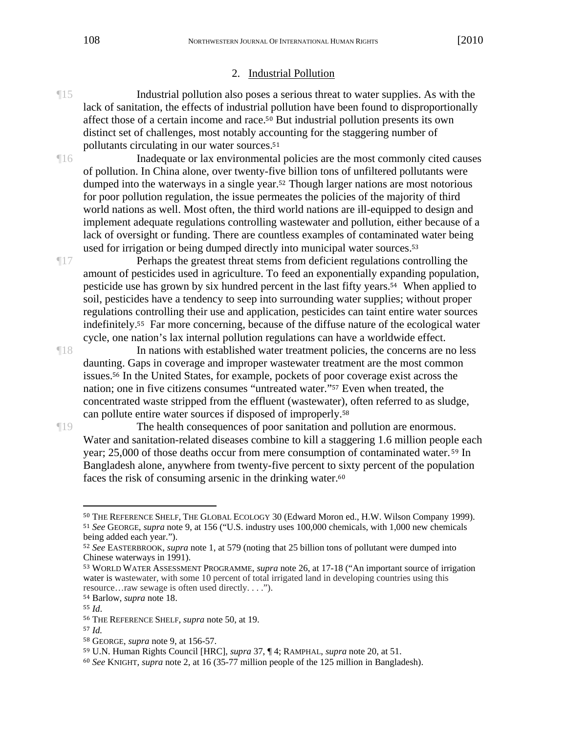### 2. Industrial Pollution

¶15 Industrial pollution also poses a serious threat to water supplies. As with the lack of sanitation, the effects of industrial pollution have been found to disproportionally affect those of a certain income and race.[50] But industrial pollution presents its own distinct set of challenges, most notably accounting for the staggering number of pollutants circulating in our water sources.[51]

¶16 Inadequate or lax environmental policies are the most commonly cited causes of pollution. In China alone, over twenty-five billion tons of unfiltered pollutants were dumped into the waterways in a single year.[52] Though larger nations are most notorious for poor pollution regulation, the issue permeates the policies of the majority of third world nations as well. Most often, the third world nations are ill-equipped to design and implement adequate regulations controlling wastewater and pollution, either because of a lack of oversight or funding. There are countless examples of contaminated water being used for irrigation or being dumped directly into municipal water sources.[53]

¶17 Perhaps the greatest threat stems from deficient regulations controlling the amount of pesticides used in agriculture. To feed an exponentially expanding population, pesticide use has grown by six hundred percent in the last fifty years.[54] When applied to soil, pesticides have a tendency to seep into surrounding water supplies; without proper regulations controlling their use and application, pesticides can taint entire water sources indefinitely.[55] Far more concerning, because of the diffuse nature of the ecological water cycle, one nation's lax internal pollution regulations can have a worldwide effect.

¶18 In nations with established water treatment policies, the concerns are no less daunting. Gaps in coverage and improper wastewater treatment are the most common issues.[56] In the United States, for example, pockets of poor coverage exist across the nation; one in five citizens consumes "untreated water."[57] Even when treated, the concentrated waste stripped from the effluent (wastewater), often referred to as sludge, can pollute entire water sources if disposed of improperly.[58]

¶19 The health consequences of poor sanitation and pollution are enormous. Water and sanitation-related diseases combine to kill a staggering 1.6 million people each year; 25,000 of those deaths occur from mere consumption of contaminated water.[59] In Bangladesh alone, anywhere from twenty-five percent to sixty percent of the population faces the risk of consuming arsenic in the drinking water.[60]

---

[50] THE REFERENCE SHELF, THE GLOBAL ECOLOGY 30 (Edward Moron ed., H.W. Wilson Company 1999).

[51] *See* GEORGE, *supra* note 9, at 156 ("U.S. industry uses 100,000 chemicals, with 1,000 new chemicals being added each year.").

[52] *See* EASTERBROOK, *supra* note 1, at 579 (noting that 25 billion tons of pollutant were dumped into Chinese waterways in 1991).

[53] WORLD WATER ASSESSMENT PROGRAMME, *supra* note 26, at 17-18 ("An important source of irrigation water is wastewater, with some 10 percent of total irrigated land in developing countries using this resource…raw sewage is often used directly. . . .").

[54] Barlow, *supra* note 18.

[55] *Id*.

[56] THE REFERENCE SHELF, *supra* note 50, at 19.

[57] *Id.*

[58] GEORGE, *supra* note 9, at 156-57.

[59] U.N. Human Rights Council [HRC], *supra* 37, ¶ 4; RAMPHAL, *supra* note 20, at 51.

[60] *See* KNIGHT, *supra* note 2, at 16 (35-77 million people of the 125 million in Bangladesh).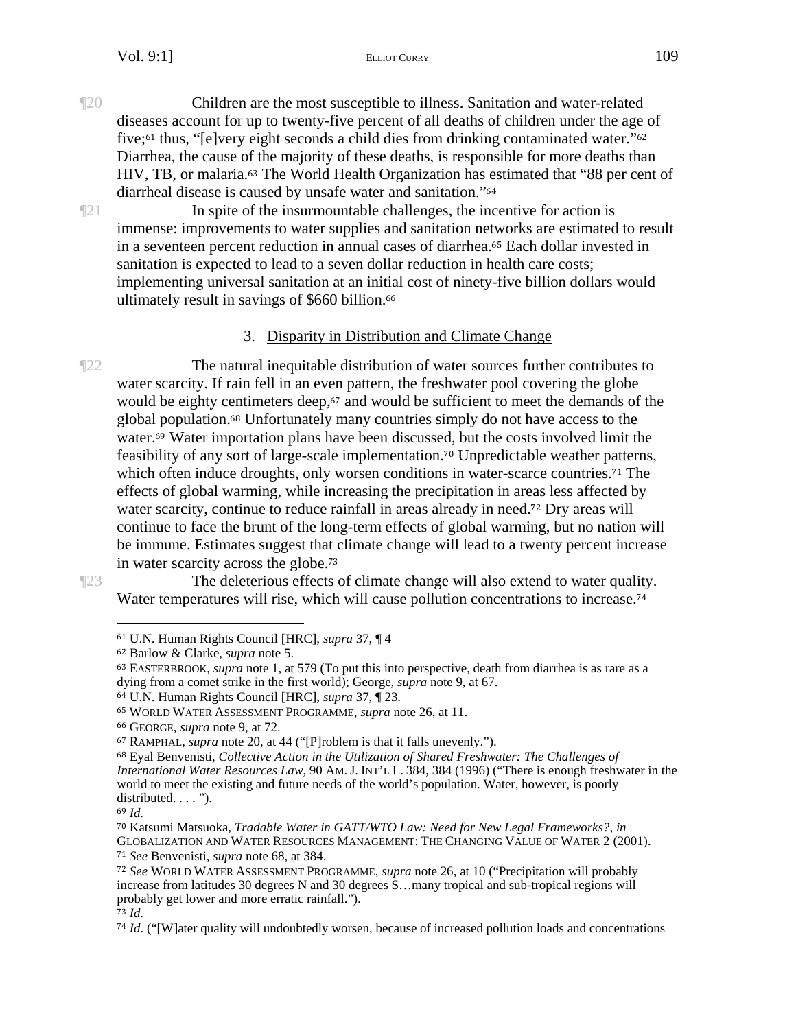¶20 Children are the most susceptible to illness. Sanitation and water-related diseases account for up to twenty-five percent of all deaths of children under the age of five;[61] thus, "[e]very eight seconds a child dies from drinking contaminated water."[62] Diarrhea, the cause of the majority of these deaths, is responsible for more deaths than HIV, TB, or malaria.[63] The World Health Organization has estimated that "88 per cent of diarrheal disease is caused by unsafe water and sanitation."[64]

¶21 In spite of the insurmountable challenges, the incentive for action is immense: improvements to water supplies and sanitation networks are estimated to result in a seventeen percent reduction in annual cases of diarrhea.[65] Each dollar invested in sanitation is expected to lead to a seven dollar reduction in health care costs; implementing universal sanitation at an initial cost of ninety-five billion dollars would ultimately result in savings of $660 billion.[66]

### 3. Disparity in Distribution and Climate Change

¶22 The natural inequitable distribution of water sources further contributes to water scarcity. If rain fell in an even pattern, the freshwater pool covering the globe would be eighty centimeters deep,[67] and would be sufficient to meet the demands of the global population.[68] Unfortunately many countries simply do not have access to the water.[69] Water importation plans have been discussed, but the costs involved limit the feasibility of any sort of large-scale implementation.[70] Unpredictable weather patterns, which often induce droughts, only worsen conditions in water-scarce countries.[71] The effects of global warming, while increasing the precipitation in areas less affected by water scarcity, continue to reduce rainfall in areas already in need.[72] Dry areas will continue to face the brunt of the long-term effects of global warming, but no nation will be immune. Estimates suggest that climate change will lead to a twenty percent increase in water scarcity across the globe.[73]

¶23 The deleterious effects of climate change will also extend to water quality. Water temperatures will rise, which will cause pollution concentrations to increase.[74]

---

[61] U.N. Human Rights Council [HRC], *supra* 37, ¶ 4

[62] Barlow & Clarke, *supra* note 5.

[63] EASTERBROOK, *supra* note 1, at 579 (To put this into perspective, death from diarrhea is as rare as a dying from a comet strike in the first world); George, *supra* note 9, at 67.

[64] U.N. Human Rights Council [HRC], *supra* 37, ¶ 23.

[65] WORLD WATER ASSESSMENT PROGRAMME, *supra* note 26, at 11.

[66] GEORGE, *supra* note 9, at 72.

[67] RAMPHAL, *supra* note 20, at 44 ("[P]roblem is that it falls unevenly.").

[68] Eyal Benvenisti, *Collective Action in the Utilization of Shared Freshwater: The Challenges of International Water Resources Law*, 90 AM. J. INT'L L. 384, 384 (1996) ("There is enough freshwater in the world to meet the existing and future needs of the world's population. Water, however, is poorly distributed. . . . ").

[69] *Id.*

[70] Katsumi Matsuoka, *Tradable Water in GATT/WTO Law: Need for New Legal Frameworks?*, *in* GLOBALIZATION AND WATER RESOURCES MANAGEMENT: THE CHANGING VALUE OF WATER 2 (2001).

[71] *See* Benvenisti, *supra* note 68, at 384.

[72] *See* WORLD WATER ASSESSMENT PROGRAMME, *supra* note 26, at 10 ("Precipitation will probably increase from latitudes 30 degrees N and 30 degrees S…many tropical and sub-tropical regions will probably get lower and more erratic rainfall.").

[73] *Id.*

[74] *Id*. ("[W]ater quality will undoubtedly worsen, because of increased pollution loads and concentrations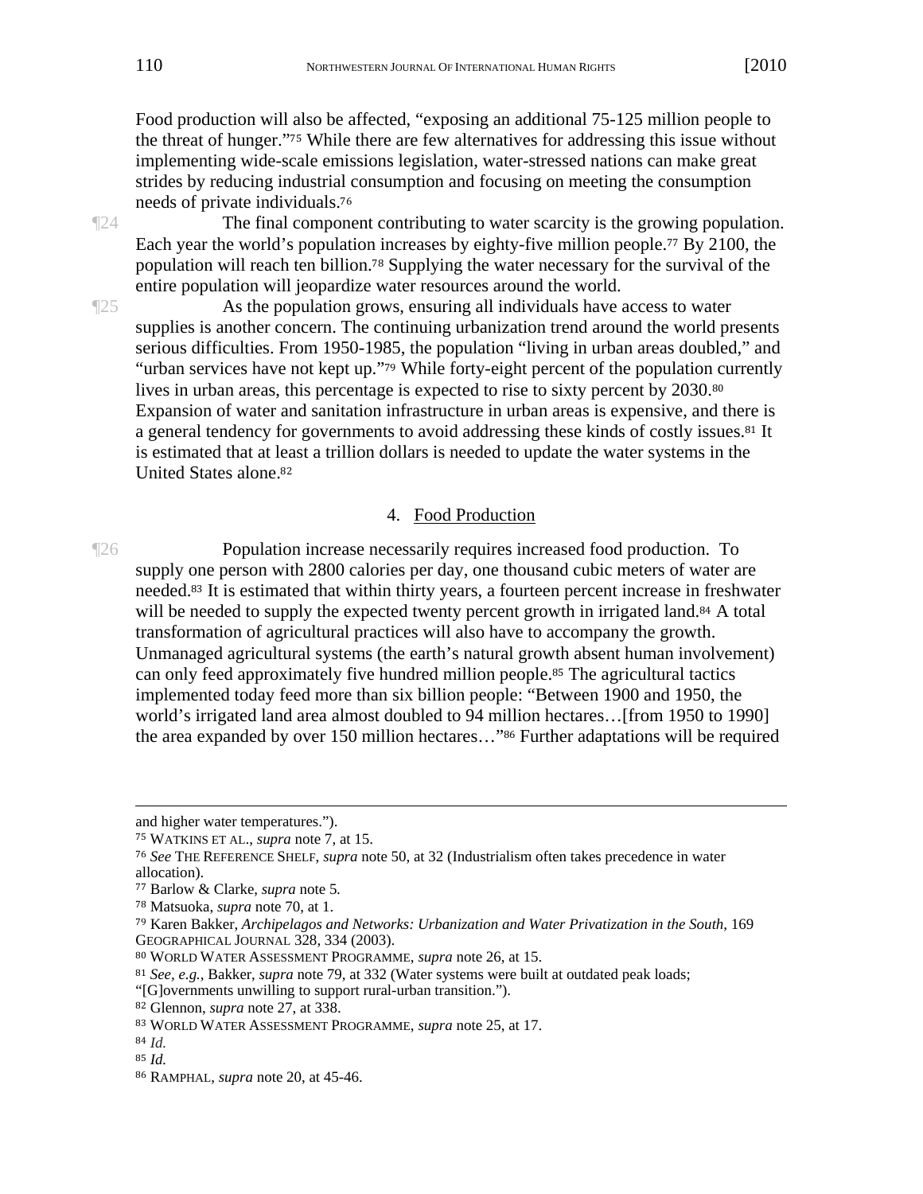Food production will also be affected, "exposing an additional 75-125 million people to the threat of hunger."[75] While there are few alternatives for addressing this issue without implementing wide-scale emissions legislation, water-stressed nations can make great strides by reducing industrial consumption and focusing on meeting the consumption needs of private individuals.[76]

¶24 The final component contributing to water scarcity is the growing population. Each year the world's population increases by eighty-five million people.[77] By 2100, the population will reach ten billion.[78] Supplying the water necessary for the survival of the entire population will jeopardize water resources around the world.

¶25 As the population grows, ensuring all individuals have access to water supplies is another concern. The continuing urbanization trend around the world presents serious difficulties. From 1950-1985, the population "living in urban areas doubled," and "urban services have not kept up."[79] While forty-eight percent of the population currently lives in urban areas, this percentage is expected to rise to sixty percent by 2030.[80] Expansion of water and sanitation infrastructure in urban areas is expensive, and there is a general tendency for governments to avoid addressing these kinds of costly issues.[81] It is estimated that at least a trillion dollars is needed to update the water systems in the United States alone.[82]

### 4. Food Production

¶26 Population increase necessarily requires increased food production. To supply one person with 2800 calories per day, one thousand cubic meters of water are needed.[83] It is estimated that within thirty years, a fourteen percent increase in freshwater will be needed to supply the expected twenty percent growth in irrigated land.[84] A total transformation of agricultural practices will also have to accompany the growth. Unmanaged agricultural systems (the earth's natural growth absent human involvement) can only feed approximately five hundred million people.[85] The agricultural tactics implemented today feed more than six billion people: "Between 1900 and 1950, the world's irrigated land area almost doubled to 94 million hectares…[from 1950 to 1990] the area expanded by over 150 million hectares…"[86] Further adaptations will be required

---

and higher water temperatures.").

[75] WATKINS ET AL., *supra* note 7, at 15.

[76] *See* THE REFERENCE SHELF, *supra* note 50, at 32 (Industrialism often takes precedence in water allocation).

[77] Barlow & Clarke, *supra* note 5*.*

[78] Matsuoka, *supra* note 70, at 1.

[79] Karen Bakker, *Archipelagos and Networks: Urbanization and Water Privatization in the South*, 169 GEOGRAPHICAL JOURNAL 328, 334 (2003).

[80] WORLD WATER ASSESSMENT PROGRAMME, *supra* note 26, at 15.

[81] *See, e.g.*, Bakker, *supra* note 79, at 332 (Water systems were built at outdated peak loads; "[G]overnments unwilling to support rural-urban transition.").

[82] Glennon, *supra* note 27, at 338.

[83] WORLD WATER ASSESSMENT PROGRAMME, *supra* note 25, at 17.

[84] *Id.*

[85] *Id.*

[86] RAMPHAL, *supra* note 20, at 45-46.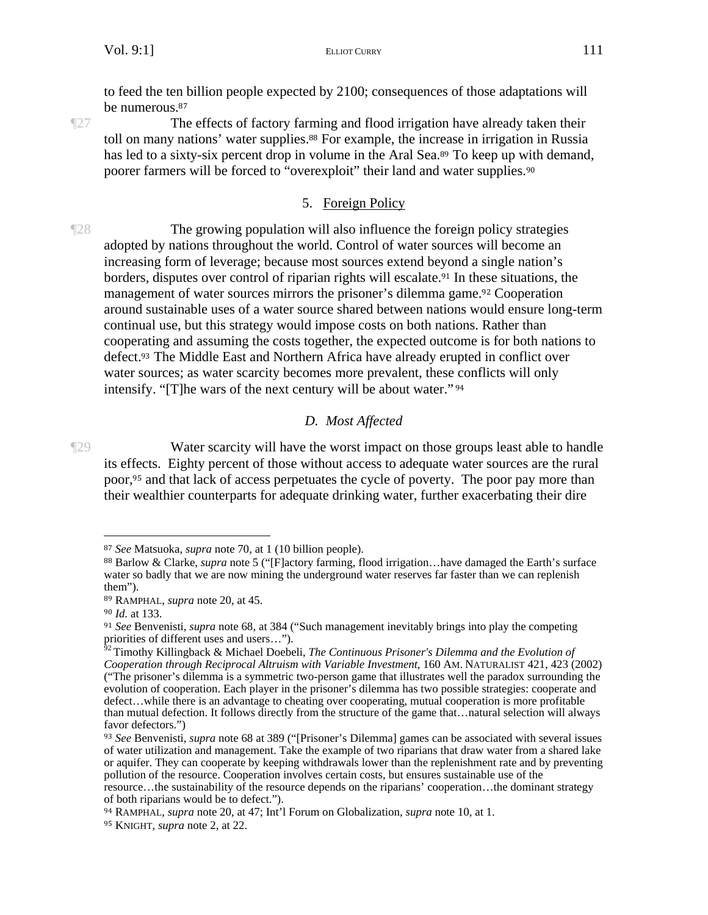to feed the ten billion people expected by 2100; consequences of those adaptations will be numerous.[87]

¶27 The effects of factory farming and flood irrigation have already taken their toll on many nations' water supplies.[88] For example, the increase in irrigation in Russia has led to a sixty-six percent drop in volume in the Aral Sea.[89] To keep up with demand, poorer farmers will be forced to "overexploit" their land and water supplies.[90]

#### 5. Foreign Policy

¶28 The growing population will also influence the foreign policy strategies adopted by nations throughout the world. Control of water sources will become an increasing form of leverage; because most sources extend beyond a single nation's borders, disputes over control of riparian rights will escalate.[91] In these situations, the management of water sources mirrors the prisoner's dilemma game.[92] Cooperation around sustainable uses of a water source shared between nations would ensure long-term continual use, but this strategy would impose costs on both nations. Rather than cooperating and assuming the costs together, the expected outcome is for both nations to defect.[93] The Middle East and Northern Africa have already erupted in conflict over water sources; as water scarcity becomes more prevalent, these conflicts will only intensify. "[T]he wars of the next century will be about water."[94]

### *D. Most Affected*

¶29 Water scarcity will have the worst impact on those groups least able to handle its effects. Eighty percent of those without access to adequate water sources are the rural poor,[95] and that lack of access perpetuates the cycle of poverty. The poor pay more than their wealthier counterparts for adequate drinking water, further exacerbating their dire

---

[87] *See* Matsuoka, *supra* note 70, at 1 (10 billion people).

[88] Barlow & Clarke, *supra* note 5 ("[F]actory farming, flood irrigation…have damaged the Earth's surface water so badly that we are now mining the underground water reserves far faster than we can replenish them").

[89] RAMPHAL, *supra* note 20, at 45.

[90] *Id.* at 133.

[91] *See* Benvenisti, *supra* note 68, at 384 ("Such management inevitably brings into play the competing priorities of different uses and users…").

[92] Timothy Killingback & Michael Doebeli, *The Continuous Prisoner's Dilemma and the Evolution of Cooperation through Reciprocal Altruism with Variable Investment*, 160 AM. NATURALIST 421, 423 (2002) ("The prisoner's dilemma is a symmetric two-person game that illustrates well the paradox surrounding the evolution of cooperation. Each player in the prisoner's dilemma has two possible strategies: cooperate and defect…while there is an advantage to cheating over cooperating, mutual cooperation is more profitable than mutual defection. It follows directly from the structure of the game that…natural selection will always favor defectors.")

[93] *See* Benvenisti, *supra* note 68 at 389 ("[Prisoner's Dilemma] games can be associated with several issues of water utilization and management. Take the example of two riparians that draw water from a shared lake or aquifer. They can cooperate by keeping withdrawals lower than the replenishment rate and by preventing pollution of the resource. Cooperation involves certain costs, but ensures sustainable use of the resource…the sustainability of the resource depends on the riparians' cooperation…the dominant strategy of both riparians would be to defect.").

[94] RAMPHAL, *supra* note 20, at 47; Int'l Forum on Globalization, *supra* note 10, at 1.

[95] KNIGHT, *supra* note 2, at 22.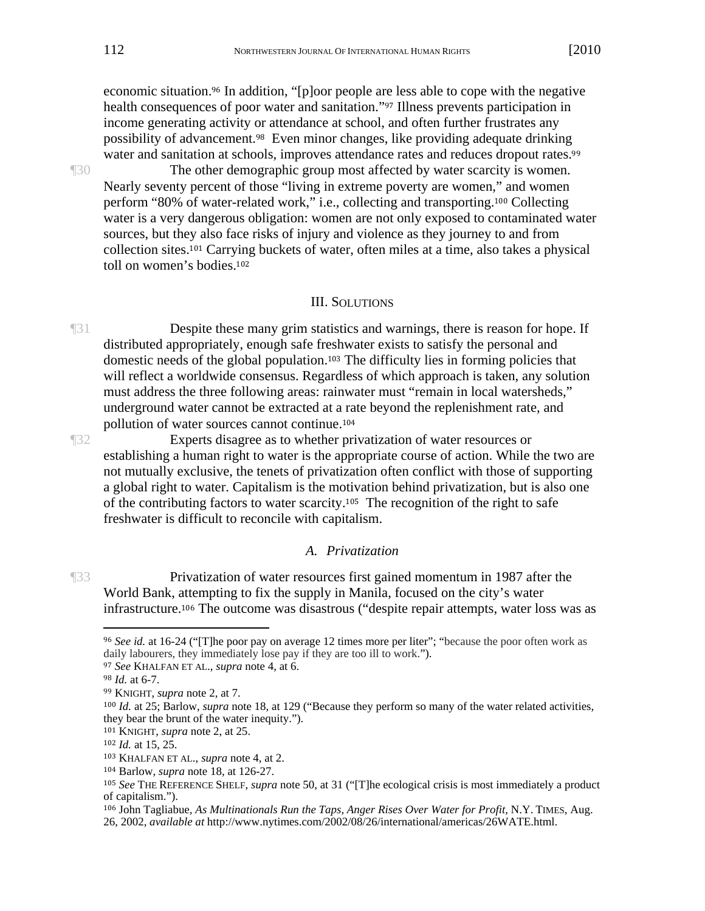economic situation.[96] In addition, "[p]oor people are less able to cope with the negative health consequences of poor water and sanitation."[97] Illness prevents participation in income generating activity or attendance at school, and often further frustrates any possibility of advancement.[98] Even minor changes, like providing adequate drinking water and sanitation at schools, improves attendance rates and reduces dropout rates.[99]

¶30 The other demographic group most affected by water scarcity is women. Nearly seventy percent of those "living in extreme poverty are women," and women perform "80% of water-related work," i.e., collecting and transporting.[100] Collecting water is a very dangerous obligation: women are not only exposed to contaminated water sources, but they also face risks of injury and violence as they journey to and from collection sites.[101] Carrying buckets of water, often miles at a time, also takes a physical toll on women's bodies.[102]

## III. Solutions

¶31 Despite these many grim statistics and warnings, there is reason for hope. If distributed appropriately, enough safe freshwater exists to satisfy the personal and domestic needs of the global population.[103] The difficulty lies in forming policies that will reflect a worldwide consensus. Regardless of which approach is taken, any solution must address the three following areas: rainwater must "remain in local watersheds," underground water cannot be extracted at a rate beyond the replenishment rate, and pollution of water sources cannot continue.[104]

¶32 Experts disagree as to whether privatization of water resources or establishing a human right to water is the appropriate course of action. While the two are not mutually exclusive, the tenets of privatization often conflict with those of supporting a global right to water. Capitalism is the motivation behind privatization, but is also one of the contributing factors to water scarcity.[105] The recognition of the right to safe freshwater is difficult to reconcile with capitalism.

### *A. Privatization*

¶33 Privatization of water resources first gained momentum in 1987 after the World Bank, attempting to fix the supply in Manila, focused on the city's water infrastructure.[106] The outcome was disastrous ("despite repair attempts, water loss was as

---

[96] *See id.* at 16-24 ("[T]he poor pay on average 12 times more per liter"; "because the poor often work as daily labourers, they immediately lose pay if they are too ill to work.").

[97] *See* Khalfan et al., *supra* note 4, at 6.

[98] *Id.* at 6-7.

[99] Knight, *supra* note 2, at 7.

[100] *Id.* at 25; Barlow, *supra* note 18, at 129 ("Because they perform so many of the water related activities, they bear the brunt of the water inequity.").

[101] Knight, *supra* note 2, at 25.

[102] *Id.* at 15, 25.

[103] Khalfan et al., *supra* note 4, at 2.

[104] Barlow, *supra* note 18, at 126-27.

[105] *See* The Reference Shelf, *supra* note 50, at 31 ("[T]he ecological crisis is most immediately a product of capitalism.").

[106] John Tagliabue, *As Multinationals Run the Taps, Anger Rises Over Water for Profit*, N.Y. Times, Aug. 26, 2002, *available at* http://www.nytimes.com/2002/08/26/international/americas/26WATE.html.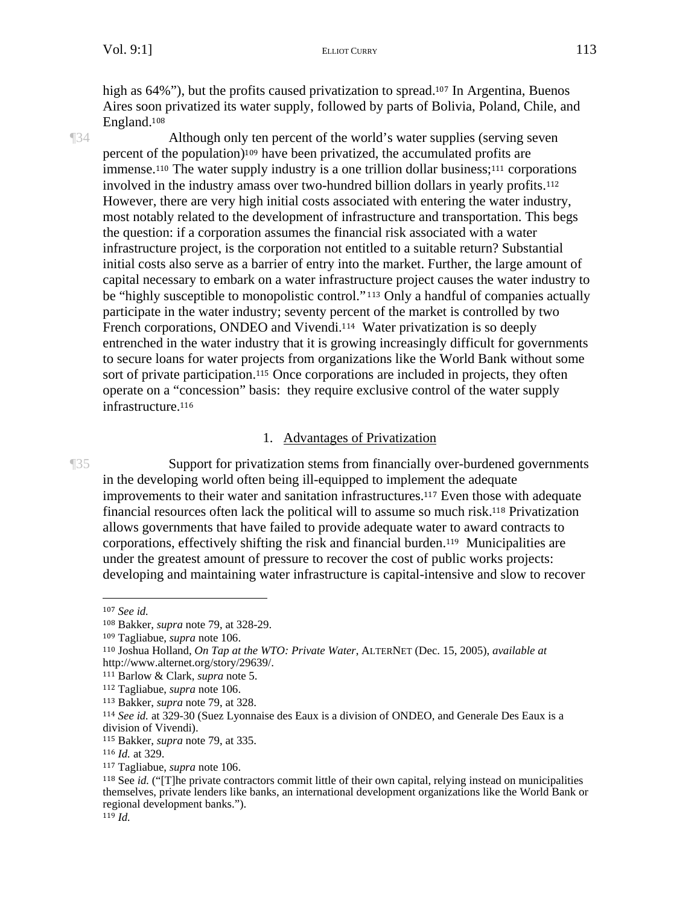high as 64%"), but the profits caused privatization to spread.[107] In Argentina, Buenos Aires soon privatized its water supply, followed by parts of Bolivia, Poland, Chile, and England.[108]

¶34 Although only ten percent of the world's water supplies (serving seven percent of the population)[109] have been privatized, the accumulated profits are immense.[110] The water supply industry is a one trillion dollar business;[111] corporations involved in the industry amass over two-hundred billion dollars in yearly profits.[112] However, there are very high initial costs associated with entering the water industry, most notably related to the development of infrastructure and transportation. This begs the question: if a corporation assumes the financial risk associated with a water infrastructure project, is the corporation not entitled to a suitable return? Substantial initial costs also serve as a barrier of entry into the market. Further, the large amount of capital necessary to embark on a water infrastructure project causes the water industry to be "highly susceptible to monopolistic control."[113] Only a handful of companies actually participate in the water industry; seventy percent of the market is controlled by two French corporations, ONDEO and Vivendi.[114] Water privatization is so deeply entrenched in the water industry that it is growing increasingly difficult for governments to secure loans for water projects from organizations like the World Bank without some sort of private participation.[115] Once corporations are included in projects, they often operate on a "concession" basis: they require exclusive control of the water supply infrastructure.[116]

### 1. Advantages of Privatization

¶35 Support for privatization stems from financially over-burdened governments in the developing world often being ill-equipped to implement the adequate improvements to their water and sanitation infrastructures.[117] Even those with adequate financial resources often lack the political will to assume so much risk.[118] Privatization allows governments that have failed to provide adequate water to award contracts to corporations, effectively shifting the risk and financial burden.[119] Municipalities are under the greatest amount of pressure to recover the cost of public works projects: developing and maintaining water infrastructure is capital-intensive and slow to recover

---

[107] *See id.*

[108] Bakker, *supra* note 79, at 328-29.

[109] Tagliabue, *supra* note 106.

[110] Joshua Holland, *On Tap at the WTO: Private Water*, ALTERNET (Dec. 15, 2005), *available at* http://www.alternet.org/story/29639/.

[111] Barlow & Clark, *supra* note 5.

[112] Tagliabue, *supra* note 106.

[113] Bakker, *supra* note 79, at 328.

[114] *See id.* at 329-30 (Suez Lyonnaise des Eaux is a division of ONDEO, and Generale Des Eaux is a division of Vivendi).

[115] Bakker, *supra* note 79, at 335.

[116] *Id.* at 329.

[117] Tagliabue, *supra* note 106.

[118] See *id.* ("[T]he private contractors commit little of their own capital, relying instead on municipalities themselves, private lenders like banks, an international development organizations like the World Bank or regional development banks.").

[119] *Id.*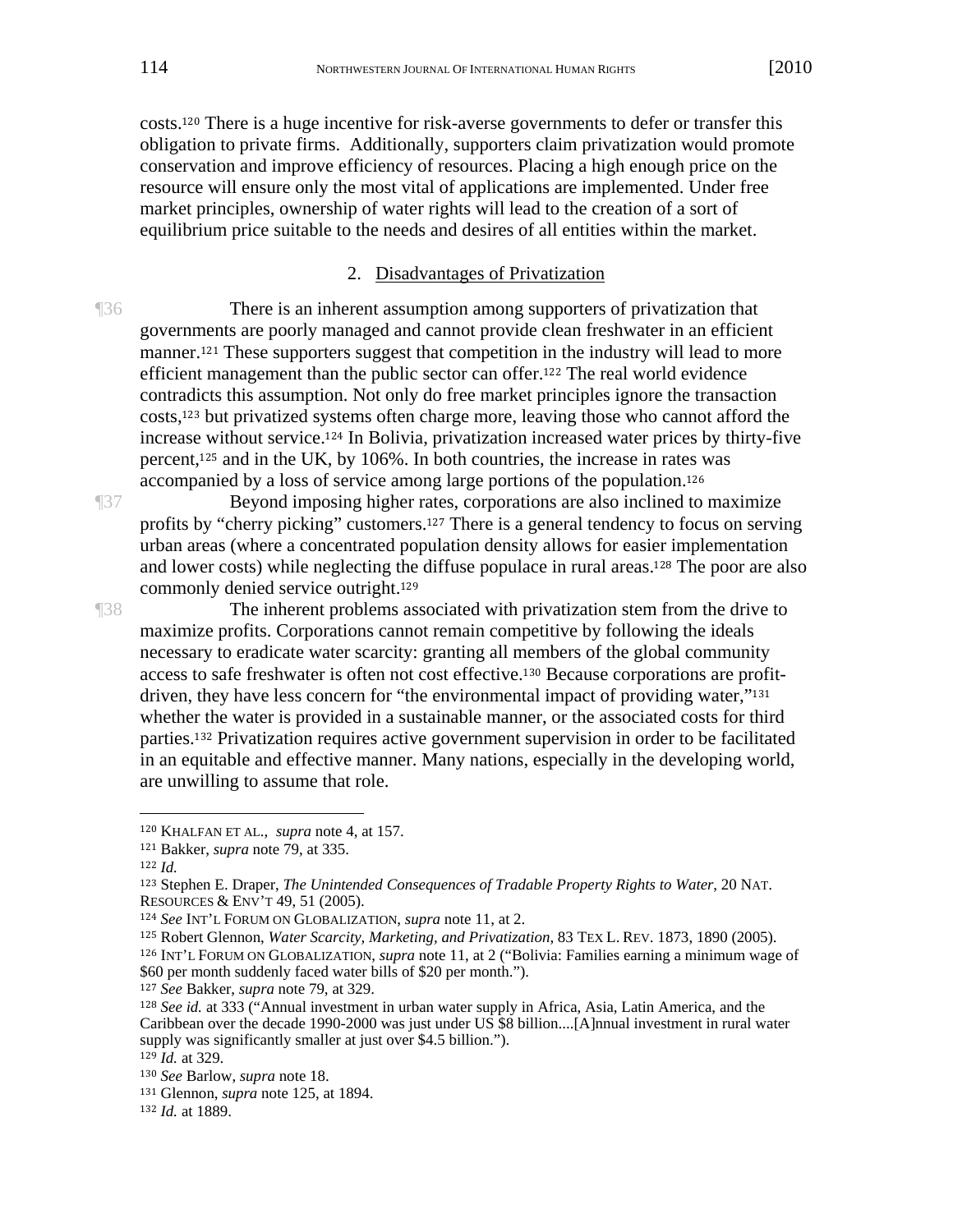costs.[120] There is a huge incentive for risk-averse governments to defer or transfer this obligation to private firms. Additionally, supporters claim privatization would promote conservation and improve efficiency of resources. Placing a high enough price on the resource will ensure only the most vital of applications are implemented. Under free market principles, ownership of water rights will lead to the creation of a sort of equilibrium price suitable to the needs and desires of all entities within the market.

### 2. Disadvantages of Privatization

¶36 There is an inherent assumption among supporters of privatization that governments are poorly managed and cannot provide clean freshwater in an efficient manner.[121] These supporters suggest that competition in the industry will lead to more efficient management than the public sector can offer.[122] The real world evidence contradicts this assumption. Not only do free market principles ignore the transaction costs,[123] but privatized systems often charge more, leaving those who cannot afford the increase without service.[124] In Bolivia, privatization increased water prices by thirty-five percent,[125] and in the UK, by 106%. In both countries, the increase in rates was accompanied by a loss of service among large portions of the population.[126]

¶37 Beyond imposing higher rates, corporations are also inclined to maximize profits by "cherry picking" customers.[127] There is a general tendency to focus on serving urban areas (where a concentrated population density allows for easier implementation and lower costs) while neglecting the diffuse populace in rural areas.[128] The poor are also commonly denied service outright.[129]

¶38 The inherent problems associated with privatization stem from the drive to maximize profits. Corporations cannot remain competitive by following the ideals necessary to eradicate water scarcity: granting all members of the global community access to safe freshwater is often not cost effective.[130] Because corporations are profit-driven, they have less concern for "the environmental impact of providing water,"[131] whether the water is provided in a sustainable manner, or the associated costs for third parties.[132] Privatization requires active government supervision in order to be facilitated in an equitable and effective manner. Many nations, especially in the developing world, are unwilling to assume that role.

---

[120] KHALFAN ET AL., *supra* note 4, at 157.

[121] Bakker, *supra* note 79, at 335.

[122] *Id.*

[123] Stephen E. Draper, *The Unintended Consequences of Tradable Property Rights to Water*, 20 NAT. RESOURCES & ENV'T 49, 51 (2005).

[124] *See* INT'L FORUM ON GLOBALIZATION, *supra* note 11, at 2.

[125] Robert Glennon, *Water Scarcity, Marketing, and Privatization*, 83 TEX L. REV. 1873, 1890 (2005).

[126] INT'L FORUM ON GLOBALIZATION, *supra* note 11, at 2 ("Bolivia: Families earning a minimum wage of $60 per month suddenly faced water bills of $20 per month.").

[127] *See* Bakker, *supra* note 79, at 329.

[128] *See id.* at 333 ("Annual investment in urban water supply in Africa, Asia, Latin America, and the Caribbean over the decade 1990-2000 was just under US $8 billion....[A]nnual investment in rural water supply was significantly smaller at just over $4.5 billion.").

[129] *Id.* at 329.

[130] *See* Barlow, *supra* note 18.

[131] Glennon, *supra* note 125, at 1894.

[132] *Id.* at 1889.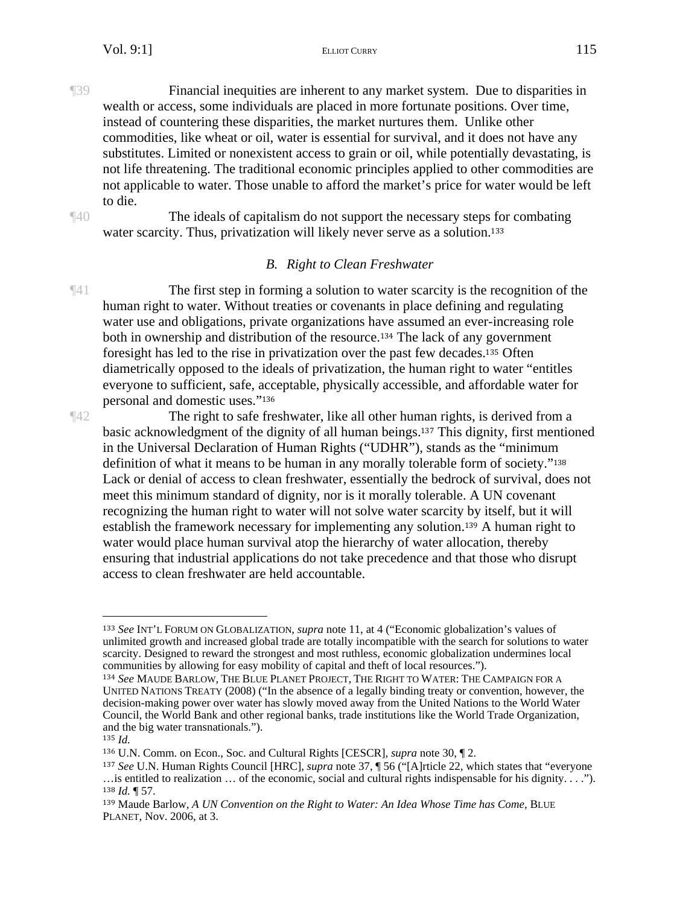¶39 Financial inequities are inherent to any market system. Due to disparities in wealth or access, some individuals are placed in more fortunate positions. Over time, instead of countering these disparities, the market nurtures them. Unlike other commodities, like wheat or oil, water is essential for survival, and it does not have any substitutes. Limited or nonexistent access to grain or oil, while potentially devastating, is not life threatening. The traditional economic principles applied to other commodities are not applicable to water. Those unable to afford the market's price for water would be left to die.

¶40 The ideals of capitalism do not support the necessary steps for combating water scarcity. Thus, privatization will likely never serve as a solution.[133]

### *B. Right to Clean Freshwater*

¶41 The first step in forming a solution to water scarcity is the recognition of the human right to water. Without treaties or covenants in place defining and regulating water use and obligations, private organizations have assumed an ever-increasing role both in ownership and distribution of the resource.[134] The lack of any government foresight has led to the rise in privatization over the past few decades.[135] Often diametrically opposed to the ideals of privatization, the human right to water "entitles everyone to sufficient, safe, acceptable, physically accessible, and affordable water for personal and domestic uses."[136]

¶42 The right to safe freshwater, like all other human rights, is derived from a basic acknowledgment of the dignity of all human beings.[137] This dignity, first mentioned in the Universal Declaration of Human Rights ("UDHR"), stands as the "minimum definition of what it means to be human in any morally tolerable form of society."[138] Lack or denial of access to clean freshwater, essentially the bedrock of survival, does not meet this minimum standard of dignity, nor is it morally tolerable. A UN covenant recognizing the human right to water will not solve water scarcity by itself, but it will establish the framework necessary for implementing any solution.[139] A human right to water would place human survival atop the hierarchy of water allocation, thereby ensuring that industrial applications do not take precedence and that those who disrupt access to clean freshwater are held accountable.

---

[133] *See* INT'L FORUM ON GLOBALIZATION, *supra* note 11, at 4 ("Economic globalization's values of unlimited growth and increased global trade are totally incompatible with the search for solutions to water scarcity. Designed to reward the strongest and most ruthless, economic globalization undermines local communities by allowing for easy mobility of capital and theft of local resources.").

[134] *See* MAUDE BARLOW, THE BLUE PLANET PROJECT, THE RIGHT TO WATER: THE CAMPAIGN FOR A UNITED NATIONS TREATY (2008) ("In the absence of a legally binding treaty or convention, however, the decision-making power over water has slowly moved away from the United Nations to the World Water Council, the World Bank and other regional banks, trade institutions like the World Trade Organization, and the big water transnationals.").

[135] *Id.*

[136] U.N. Comm. on Econ., Soc. and Cultural Rights [CESCR], *supra* note 30, ¶ 2.

[137] *See* U.N. Human Rights Council [HRC], *supra* note 37, ¶ 56 ("[A]rticle 22, which states that "everyone …is entitled to realization … of the economic, social and cultural rights indispensable for his dignity. . . .").

[138] *Id.* ¶ 57.

[139] Maude Barlow, *A UN Convention on the Right to Water: An Idea Whose Time has Come*, BLUE PLANET, Nov. 2006, at 3.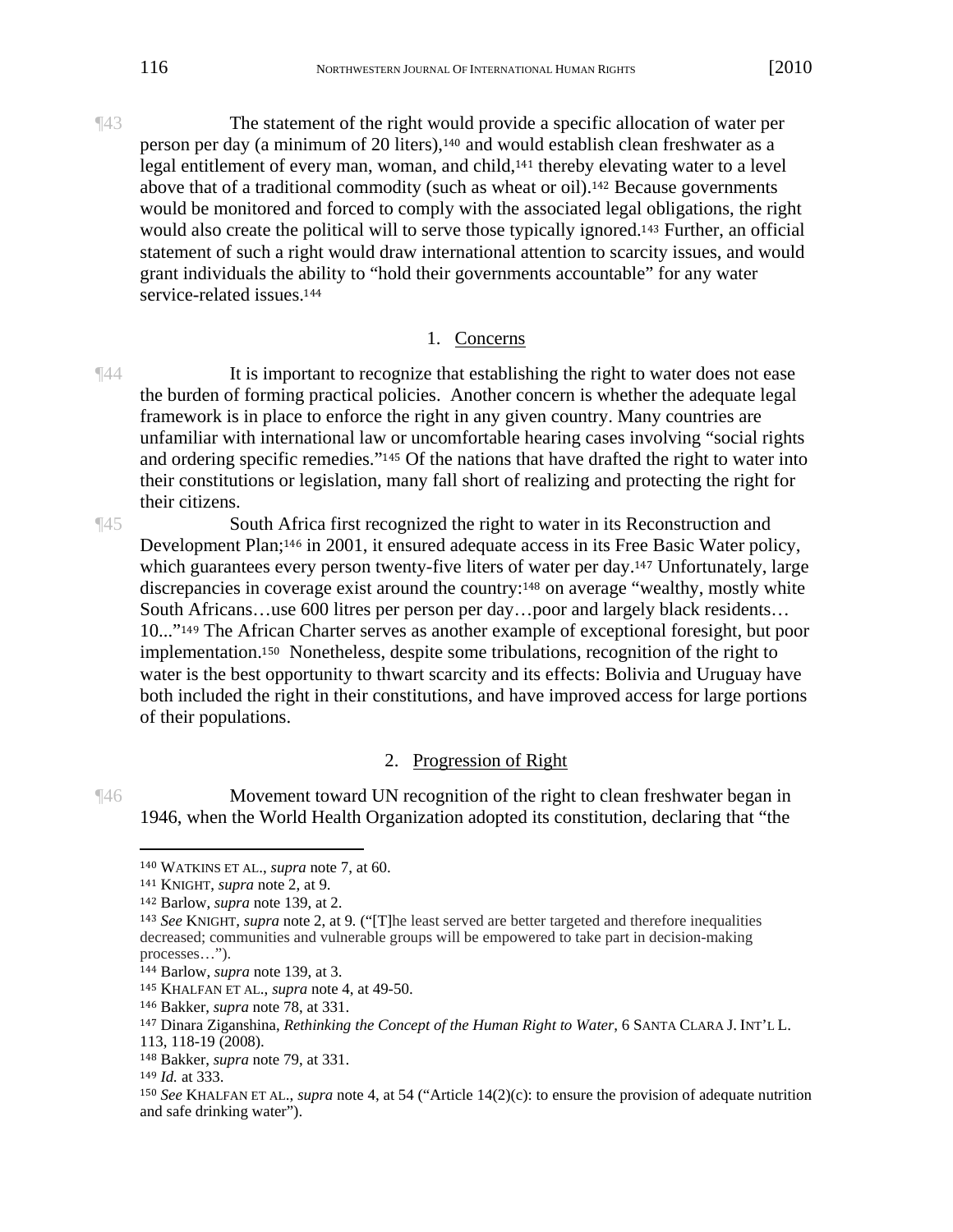¶43 The statement of the right would provide a specific allocation of water per person per day (a minimum of 20 liters),[140] and would establish clean freshwater as a legal entitlement of every man, woman, and child,[141] thereby elevating water to a level above that of a traditional commodity (such as wheat or oil).[142] Because governments would be monitored and forced to comply with the associated legal obligations, the right would also create the political will to serve those typically ignored.[143] Further, an official statement of such a right would draw international attention to scarcity issues, and would grant individuals the ability to "hold their governments accountable" for any water service-related issues.[144]

1. Concerns

¶44 It is important to recognize that establishing the right to water does not ease the burden of forming practical policies. Another concern is whether the adequate legal framework is in place to enforce the right in any given country. Many countries are unfamiliar with international law or uncomfortable hearing cases involving "social rights and ordering specific remedies."[145] Of the nations that have drafted the right to water into their constitutions or legislation, many fall short of realizing and protecting the right for their citizens.

¶45 South Africa first recognized the right to water in its Reconstruction and Development Plan;[146] in 2001, it ensured adequate access in its Free Basic Water policy, which guarantees every person twenty-five liters of water per day.[147] Unfortunately, large discrepancies in coverage exist around the country:[148] on average "wealthy, mostly white South Africans…use 600 litres per person per day…poor and largely black residents… 10..."[149] The African Charter serves as another example of exceptional foresight, but poor implementation.[150] Nonetheless, despite some tribulations, recognition of the right to water is the best opportunity to thwart scarcity and its effects: Bolivia and Uruguay have both included the right in their constitutions, and have improved access for large portions of their populations.

2. Progression of Right

¶46 Movement toward UN recognition of the right to clean freshwater began in 1946, when the World Health Organization adopted its constitution, declaring that "the

---

[140] WATKINS ET AL., *supra* note 7, at 60.
[141] KNIGHT, *supra* note 2, at 9.
[142] Barlow, *supra* note 139, at 2.
[143] *See* KNIGHT, *supra* note 2, at 9. ("[T]he least served are better targeted and therefore inequalities decreased; communities and vulnerable groups will be empowered to take part in decision-making processes…").
[144] Barlow, *supra* note 139, at 3.
[145] KHALFAN ET AL., *supra* note 4, at 49-50.
[146] Bakker, *supra* note 78, at 331.
[147] Dinara Ziganshina, *Rethinking the Concept of the Human Right to Water*, 6 SANTA CLARA J. INT'L L. 113, 118-19 (2008).
[148] Bakker, *supra* note 79, at 331.
[149] *Id.* at 333.
[150] *See* KHALFAN ET AL., *supra* note 4, at 54 ("Article 14(2)(c): to ensure the provision of adequate nutrition and safe drinking water").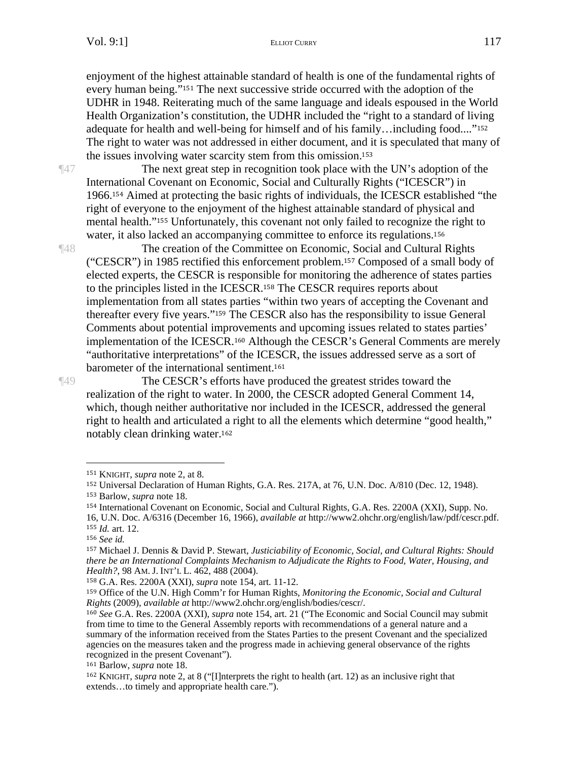enjoyment of the highest attainable standard of health is one of the fundamental rights of every human being."[151] The next successive stride occurred with the adoption of the UDHR in 1948. Reiterating much of the same language and ideals espoused in the World Health Organization's constitution, the UDHR included the "right to a standard of living adequate for health and well-being for himself and of his family…including food...."[152] The right to water was not addressed in either document, and it is speculated that many of the issues involving water scarcity stem from this omission.[153]

¶47 The next great step in recognition took place with the UN's adoption of the International Covenant on Economic, Social and Culturally Rights ("ICESCR") in 1966.[154] Aimed at protecting the basic rights of individuals, the ICESCR established "the right of everyone to the enjoyment of the highest attainable standard of physical and mental health."[155] Unfortunately, this covenant not only failed to recognize the right to water, it also lacked an accompanying committee to enforce its regulations.[156]

¶48 The creation of the Committee on Economic, Social and Cultural Rights ("CESCR") in 1985 rectified this enforcement problem.[157] Composed of a small body of elected experts, the CESCR is responsible for monitoring the adherence of states parties to the principles listed in the ICESCR.[158] The CESCR requires reports about implementation from all states parties "within two years of accepting the Covenant and thereafter every five years."[159] The CESCR also has the responsibility to issue General Comments about potential improvements and upcoming issues related to states parties' implementation of the ICESCR.[160] Although the CESCR's General Comments are merely "authoritative interpretations" of the ICESCR, the issues addressed serve as a sort of barometer of the international sentiment.[161]

¶49 The CESCR's efforts have produced the greatest strides toward the realization of the right to water. In 2000, the CESCR adopted General Comment 14, which, though neither authoritative nor included in the ICESCR, addressed the general right to health and articulated a right to all the elements which determine "good health," notably clean drinking water.[162]

---

[151] KNIGHT, *supra* note 2, at 8.

[152] Universal Declaration of Human Rights, G.A. Res. 217A, at 76, U.N. Doc. A/810 (Dec. 12, 1948).

[153] Barlow, *supra* note 18.

[154] International Covenant on Economic, Social and Cultural Rights, G.A. Res. 2200A (XXI), Supp. No. 16, U.N. Doc. A/6316 (December 16, 1966), *available at* http://www2.ohchr.org/english/law/pdf/cescr.pdf.

[155] *Id.* art. 12.

[156] *See id.*

[157] Michael J. Dennis & David P. Stewart, *Justiciability of Economic, Social, and Cultural Rights: Should there be an International Complaints Mechanism to Adjudicate the Rights to Food, Water, Housing, and Health?*, 98 AM. J. INT'L L. 462, 488 (2004).

[158] G.A. Res. 2200A (XXI), *supra* note 154, art. 11-12.

[159] Office of the U.N. High Comm'r for Human Rights, *Monitoring the Economic, Social and Cultural Rights* (2009), *available at* http://www2.ohchr.org/english/bodies/cescr/.

[160] *See* G.A. Res. 2200A (XXI), *supra* note 154, art. 21 ("The Economic and Social Council may submit from time to time to the General Assembly reports with recommendations of a general nature and a summary of the information received from the States Parties to the present Covenant and the specialized agencies on the measures taken and the progress made in achieving general observance of the rights recognized in the present Covenant").

[161] Barlow, *supra* note 18.

[162] KNIGHT, *supra* note 2, at 8 ("[I]nterprets the right to health (art. 12) as an inclusive right that extends…to timely and appropriate health care.").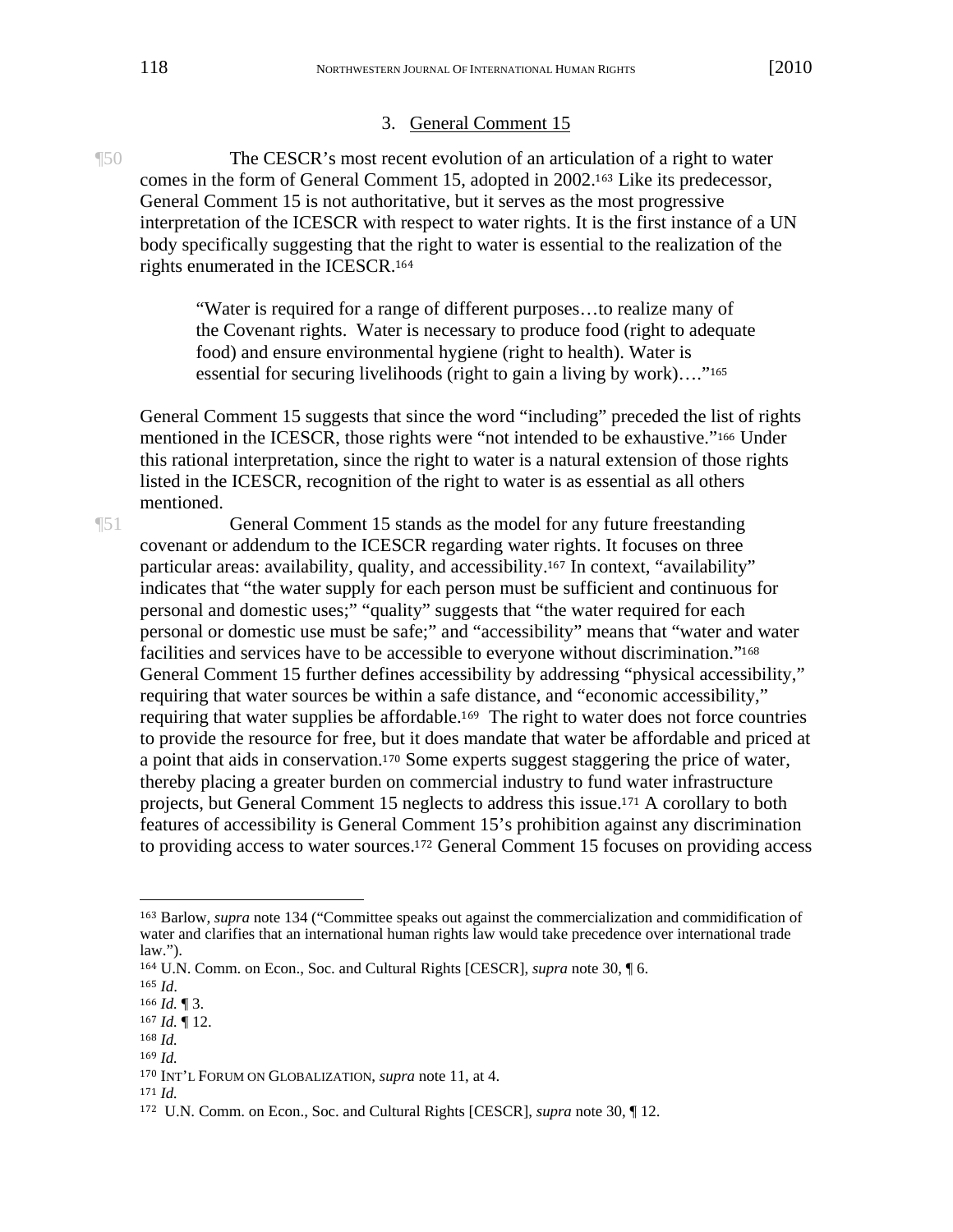### 3. General Comment 15

¶50 The CESCR's most recent evolution of an articulation of a right to water comes in the form of General Comment 15, adopted in 2002.[163] Like its predecessor, General Comment 15 is not authoritative, but it serves as the most progressive interpretation of the ICESCR with respect to water rights. It is the first instance of a UN body specifically suggesting that the right to water is essential to the realization of the rights enumerated in the ICESCR.[164]

> "Water is required for a range of different purposes…to realize many of the Covenant rights. Water is necessary to produce food (right to adequate food) and ensure environmental hygiene (right to health). Water is essential for securing livelihoods (right to gain a living by work)…."[165]

General Comment 15 suggests that since the word "including" preceded the list of rights mentioned in the ICESCR, those rights were "not intended to be exhaustive."[166] Under this rational interpretation, since the right to water is a natural extension of those rights listed in the ICESCR, recognition of the right to water is as essential as all others mentioned.

¶51 General Comment 15 stands as the model for any future freestanding covenant or addendum to the ICESCR regarding water rights. It focuses on three particular areas: availability, quality, and accessibility.[167] In context, "availability" indicates that "the water supply for each person must be sufficient and continuous for personal and domestic uses;" "quality" suggests that "the water required for each personal or domestic use must be safe;" and "accessibility" means that "water and water facilities and services have to be accessible to everyone without discrimination."[168] General Comment 15 further defines accessibility by addressing "physical accessibility," requiring that water sources be within a safe distance, and "economic accessibility," requiring that water supplies be affordable.[169] The right to water does not force countries to provide the resource for free, but it does mandate that water be affordable and priced at a point that aids in conservation.[170] Some experts suggest staggering the price of water, thereby placing a greater burden on commercial industry to fund water infrastructure projects, but General Comment 15 neglects to address this issue.[171] A corollary to both features of accessibility is General Comment 15's prohibition against any discrimination to providing access to water sources.[172] General Comment 15 focuses on providing access

---

[163] Barlow, *supra* note 134 ("Committee speaks out against the commercialization and commidification of water and clarifies that an international human rights law would take precedence over international trade law.").

[164] U.N. Comm. on Econ., Soc. and Cultural Rights [CESCR], *supra* note 30, ¶ 6.

[165] *Id*.

[166] *Id.* ¶ 3.

[167] *Id.* ¶ 12.

[168] *Id.*

[169] *Id.*

[170] INT'L FORUM ON GLOBALIZATION, *supra* note 11, at 4.

[171] *Id.*

[172] U.N. Comm. on Econ., Soc. and Cultural Rights [CESCR], *supra* note 30, ¶ 12.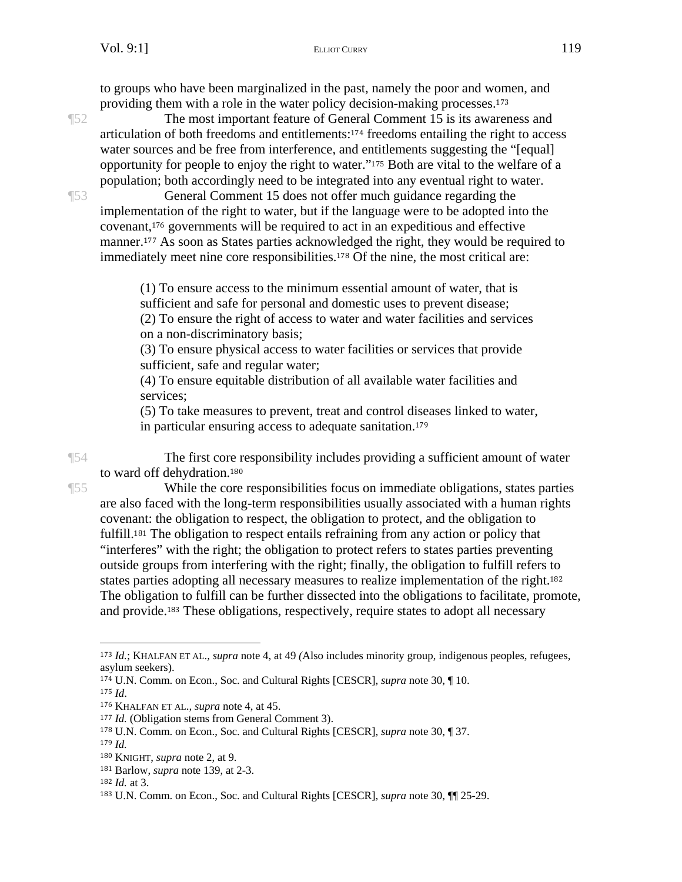to groups who have been marginalized in the past, namely the poor and women, and providing them with a role in the water policy decision-making processes.[173]

¶52 The most important feature of General Comment 15 is its awareness and articulation of both freedoms and entitlements:[174] freedoms entailing the right to access water sources and be free from interference, and entitlements suggesting the "[equal] opportunity for people to enjoy the right to water."[175] Both are vital to the welfare of a population; both accordingly need to be integrated into any eventual right to water.

¶53 General Comment 15 does not offer much guidance regarding the implementation of the right to water, but if the language were to be adopted into the covenant,[176] governments will be required to act in an expeditious and effective manner.[177] As soon as States parties acknowledged the right, they would be required to immediately meet nine core responsibilities.[178] Of the nine, the most critical are:

> (1) To ensure access to the minimum essential amount of water, that is sufficient and safe for personal and domestic uses to prevent disease;
> (2) To ensure the right of access to water and water facilities and services on a non-discriminatory basis;
> (3) To ensure physical access to water facilities or services that provide sufficient, safe and regular water;
> (4) To ensure equitable distribution of all available water facilities and services;
> (5) To take measures to prevent, treat and control diseases linked to water, in particular ensuring access to adequate sanitation.[179]

¶54 The first core responsibility includes providing a sufficient amount of water to ward off dehydration.[180]

¶55 While the core responsibilities focus on immediate obligations, states parties are also faced with the long-term responsibilities usually associated with a human rights covenant: the obligation to respect, the obligation to protect, and the obligation to fulfill.[181] The obligation to respect entails refraining from any action or policy that "interferes" with the right; the obligation to protect refers to states parties preventing outside groups from interfering with the right; finally, the obligation to fulfill refers to states parties adopting all necessary measures to realize implementation of the right.[182] The obligation to fulfill can be further dissected into the obligations to facilitate, promote, and provide.[183] These obligations, respectively, require states to adopt all necessary

---

[173] *Id.*; KHALFAN ET AL., *supra* note 4, at 49 *(*Also includes minority group, indigenous peoples, refugees, asylum seekers).
[174] U.N. Comm. on Econ., Soc. and Cultural Rights [CESCR], *supra* note 30, ¶ 10.
[175] *Id*.
[176] KHALFAN ET AL., *supra* note 4, at 45.
[177] *Id.* (Obligation stems from General Comment 3).
[178] U.N. Comm. on Econ., Soc. and Cultural Rights [CESCR], *supra* note 30, ¶ 37.
[179] *Id.*
[180] KNIGHT, *supra* note 2, at 9.
[181] Barlow, *supra* note 139, at 2-3.
[182] *Id.* at 3.
[183] U.N. Comm. on Econ., Soc. and Cultural Rights [CESCR], *supra* note 30, ¶¶ 25-29.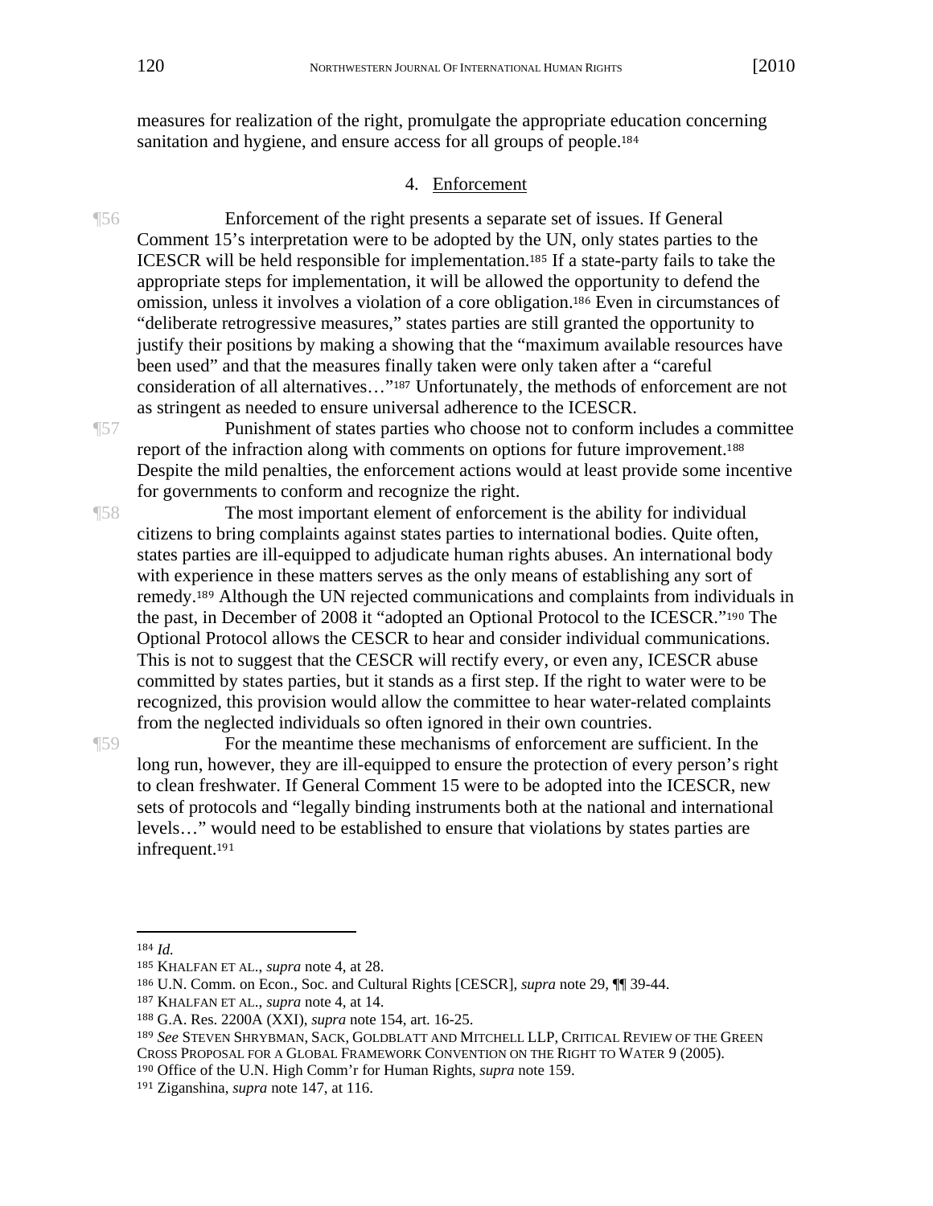measures for realization of the right, promulgate the appropriate education concerning sanitation and hygiene, and ensure access for all groups of people.[184]

### 4. Enforcement

¶56 Enforcement of the right presents a separate set of issues. If General Comment 15's interpretation were to be adopted by the UN, only states parties to the ICESCR will be held responsible for implementation.[185] If a state-party fails to take the appropriate steps for implementation, it will be allowed the opportunity to defend the omission, unless it involves a violation of a core obligation.[186] Even in circumstances of "deliberate retrogressive measures," states parties are still granted the opportunity to justify their positions by making a showing that the "maximum available resources have been used" and that the measures finally taken were only taken after a "careful consideration of all alternatives…"[187] Unfortunately, the methods of enforcement are not as stringent as needed to ensure universal adherence to the ICESCR.

¶57 Punishment of states parties who choose not to conform includes a committee report of the infraction along with comments on options for future improvement.[188] Despite the mild penalties, the enforcement actions would at least provide some incentive for governments to conform and recognize the right.

¶58 The most important element of enforcement is the ability for individual citizens to bring complaints against states parties to international bodies. Quite often, states parties are ill-equipped to adjudicate human rights abuses. An international body with experience in these matters serves as the only means of establishing any sort of remedy.[189] Although the UN rejected communications and complaints from individuals in the past, in December of 2008 it "adopted an Optional Protocol to the ICESCR."[190] The Optional Protocol allows the CESCR to hear and consider individual communications. This is not to suggest that the CESCR will rectify every, or even any, ICESCR abuse committed by states parties, but it stands as a first step. If the right to water were to be recognized, this provision would allow the committee to hear water-related complaints from the neglected individuals so often ignored in their own countries.

¶59 For the meantime these mechanisms of enforcement are sufficient. In the long run, however, they are ill-equipped to ensure the protection of every person's right to clean freshwater. If General Comment 15 were to be adopted into the ICESCR, new sets of protocols and "legally binding instruments both at the national and international levels…" would need to be established to ensure that violations by states parties are infrequent.[191]

---

[184] *Id.*

[185] KHALFAN ET AL., *supra* note 4, at 28.

[186] U.N. Comm. on Econ., Soc. and Cultural Rights [CESCR], *supra* note 29, ¶¶ 39-44.

[187] KHALFAN ET AL., *supra* note 4, at 14.

[188] G.A. Res. 2200A (XXI), *supra* note 154, art. 16-25.

[189] *See* STEVEN SHRYBMAN, SACK, GOLDBLATT AND MITCHELL LLP, CRITICAL REVIEW OF THE GREEN CROSS PROPOSAL FOR A GLOBAL FRAMEWORK CONVENTION ON THE RIGHT TO WATER 9 (2005).

[190] Office of the U.N. High Comm'r for Human Rights, *supra* note 159.

[191] Ziganshina, *supra* note 147, at 116.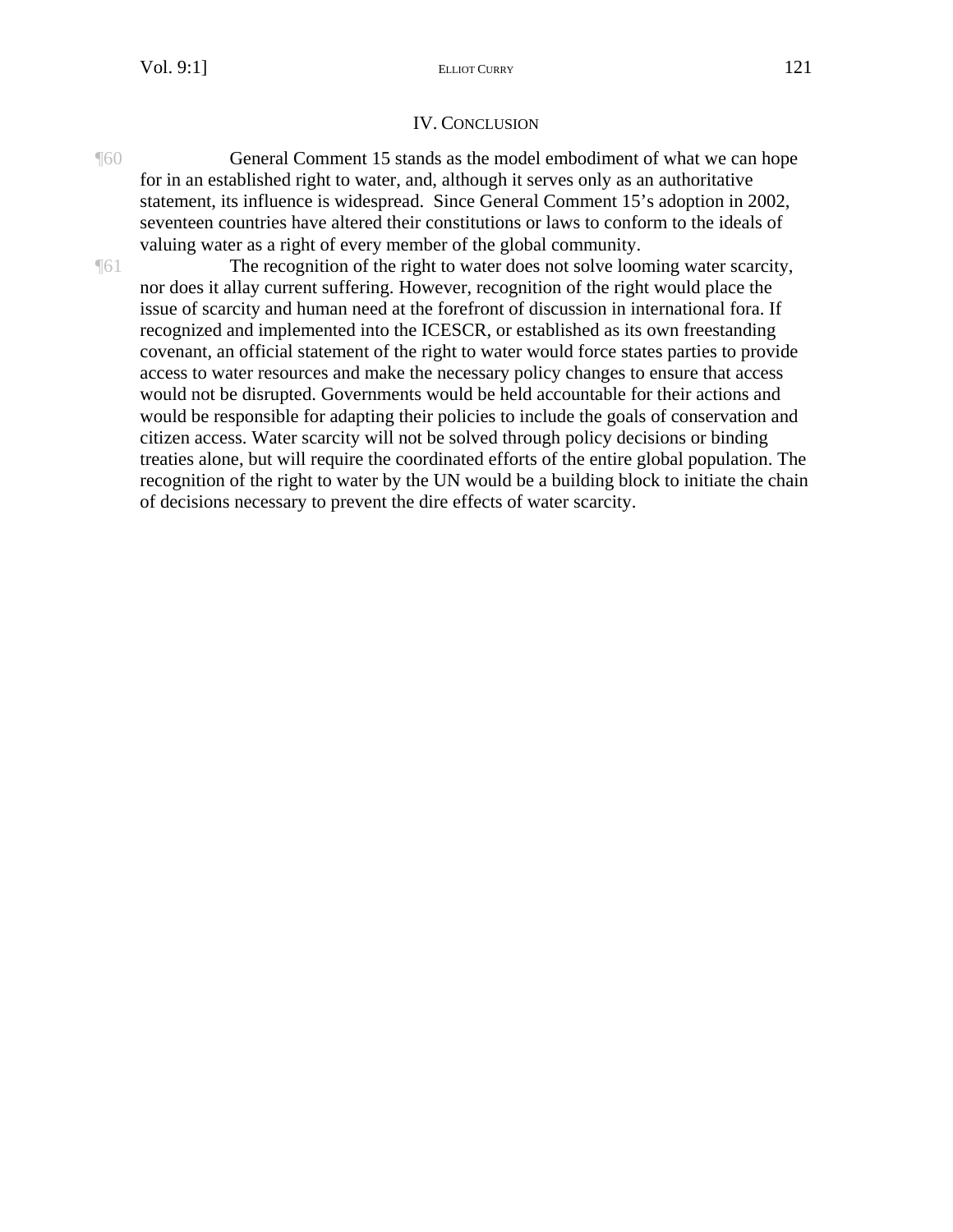## IV. CONCLUSION

¶60 General Comment 15 stands as the model embodiment of what we can hope for in an established right to water, and, although it serves only as an authoritative statement, its influence is widespread. Since General Comment 15's adoption in 2002, seventeen countries have altered their constitutions or laws to conform to the ideals of valuing water as a right of every member of the global community.

¶61 The recognition of the right to water does not solve looming water scarcity, nor does it allay current suffering. However, recognition of the right would place the issue of scarcity and human need at the forefront of discussion in international fora. If recognized and implemented into the ICESCR, or established as its own freestanding covenant, an official statement of the right to water would force states parties to provide access to water resources and make the necessary policy changes to ensure that access would not be disrupted. Governments would be held accountable for their actions and would be responsible for adapting their policies to include the goals of conservation and citizen access. Water scarcity will not be solved through policy decisions or binding treaties alone, but will require the coordinated efforts of the entire global population. The recognition of the right to water by the UN would be a building block to initiate the chain of decisions necessary to prevent the dire effects of water scarcity.